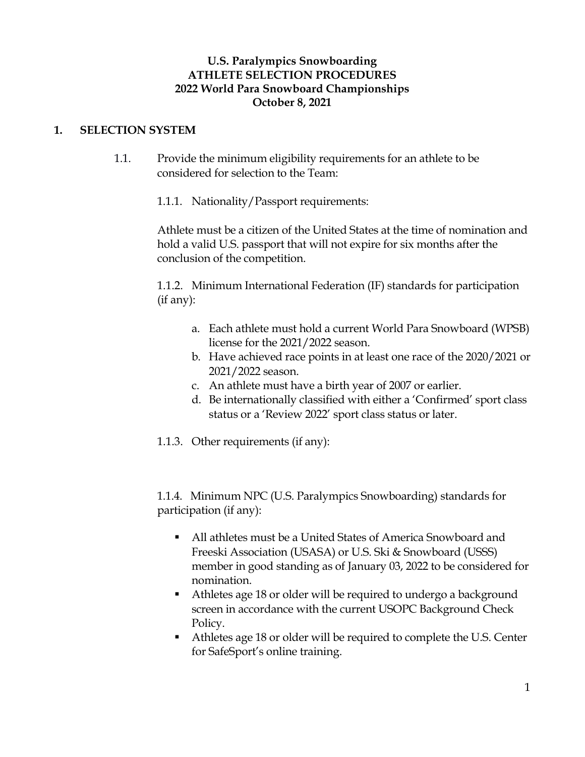**U.S. Paralympics Snowboarding**
**ATHLETE SELECTION PROCEDURES**
**2022 World Para Snowboard Championships**
**October 8, 2021**

## 1. SELECTION SYSTEM

1.1. Provide the minimum eligibility requirements for an athlete to be considered for selection to the Team:

1.1.1. Nationality/Passport requirements:

Athlete must be a citizen of the United States at the time of nomination and hold a valid U.S. passport that will not expire for six months after the conclusion of the competition.

1.1.2. Minimum International Federation (IF) standards for participation (if any):

a. Each athlete must hold a current World Para Snowboard (WPSB) license for the 2021/2022 season.
b. Have achieved race points in at least one race of the 2020/2021 or 2021/2022 season.
c. An athlete must have a birth year of 2007 or earlier.
d. Be internationally classified with either a 'Confirmed' sport class status or a 'Review 2022' sport class status or later.

1.1.3. Other requirements (if any):

1.1.4. Minimum NPC (U.S. Paralympics Snowboarding) standards for participation (if any):

- All athletes must be a United States of America Snowboard and Freeski Association (USASA) or U.S. Ski & Snowboard (USSS) member in good standing as of January 03, 2022 to be considered for nomination.
- Athletes age 18 or older will be required to undergo a background screen in accordance with the current USOPC Background Check Policy.
- Athletes age 18 or older will be required to complete the U.S. Center for SafeSport's online training.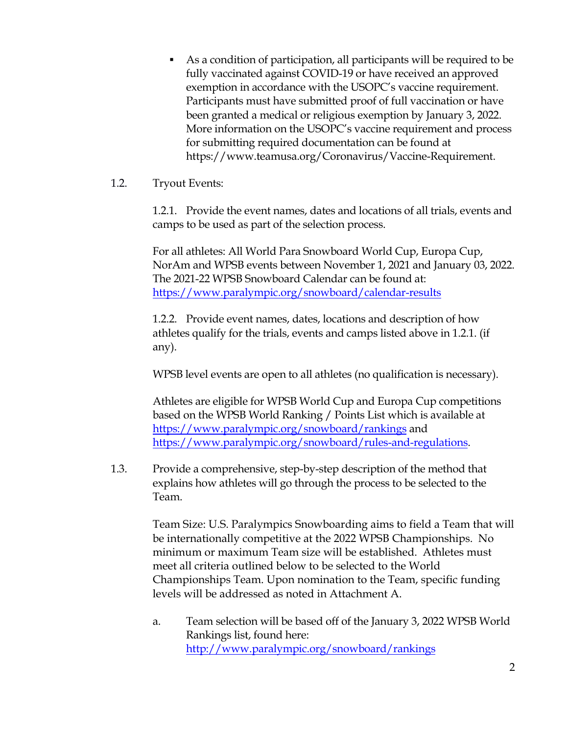- As a condition of participation, all participants will be required to be fully vaccinated against COVID-19 or have received an approved exemption in accordance with the USOPC's vaccine requirement. Participants must have submitted proof of full vaccination or have been granted a medical or religious exemption by January 3, 2022. More information on the USOPC's vaccine requirement and process for submitting required documentation can be found at https://www.teamusa.org/Coronavirus/Vaccine-Requirement.

1.2. Tryout Events:

1.2.1. Provide the event names, dates and locations of all trials, events and camps to be used as part of the selection process.

For all athletes: All World Para Snowboard World Cup, Europa Cup, NorAm and WPSB events between November 1, 2021 and January 03, 2022. The 2021-22 WPSB Snowboard Calendar can be found at: https://www.paralympic.org/snowboard/calendar-results

1.2.2. Provide event names, dates, locations and description of how athletes qualify for the trials, events and camps listed above in 1.2.1. (if any).

WPSB level events are open to all athletes (no qualification is necessary).

Athletes are eligible for WPSB World Cup and Europa Cup competitions based on the WPSB World Ranking / Points List which is available at https://www.paralympic.org/snowboard/rankings and https://www.paralympic.org/snowboard/rules-and-regulations.

1.3. Provide a comprehensive, step-by-step description of the method that explains how athletes will go through the process to be selected to the Team.

Team Size: U.S. Paralympics Snowboarding aims to field a Team that will be internationally competitive at the 2022 WPSB Championships. No minimum or maximum Team size will be established. Athletes must meet all criteria outlined below to be selected to the World Championships Team. Upon nomination to the Team, specific funding levels will be addressed as noted in Attachment A.

a. Team selection will be based off of the January 3, 2022 WPSB World Rankings list, found here: http://www.paralympic.org/snowboard/rankings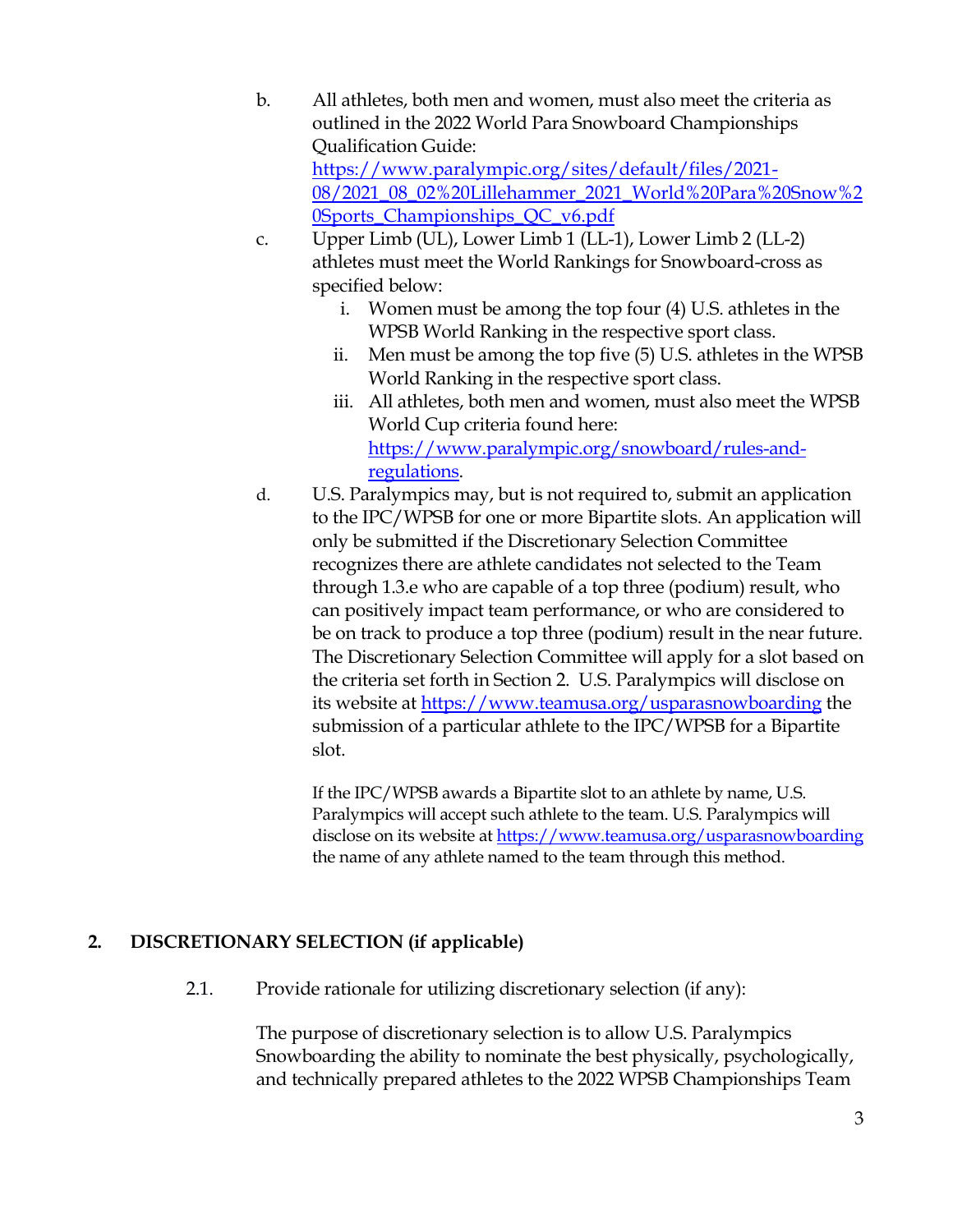b. All athletes, both men and women, must also meet the criteria as outlined in the 2022 World Para Snowboard Championships Qualification Guide: [https://www.paralympic.org/sites/default/files/2021-08/2021_08_02%20Lillehammer_2021_World%20Para%20Snow%20Sports_Championships_QC_v6.pdf](https://www.paralympic.org/sites/default/files/2021-08/2021_08_02%20Lillehammer_2021_World%20Para%20Snow%20Sports_Championships_QC_v6.pdf)

c. Upper Limb (UL), Lower Limb 1 (LL-1), Lower Limb 2 (LL-2) athletes must meet the World Rankings for Snowboard-cross as specified below:

   i. Women must be among the top four (4) U.S. athletes in the WPSB World Ranking in the respective sport class.

   ii. Men must be among the top five (5) U.S. athletes in the WPSB World Ranking in the respective sport class.

   iii. All athletes, both men and women, must also meet the WPSB World Cup criteria found here: [https://www.paralympic.org/snowboard/rules-and-regulations](https://www.paralympic.org/snowboard/rules-and-regulations).

d. U.S. Paralympics may, but is not required to, submit an application to the IPC/WPSB for one or more Bipartite slots. An application will only be submitted if the Discretionary Selection Committee recognizes there are athlete candidates not selected to the Team through 1.3.e who are capable of a top three (podium) result, who can positively impact team performance, or who are considered to be on track to produce a top three (podium) result in the near future. The Discretionary Selection Committee will apply for a slot based on the criteria set forth in Section 2. U.S. Paralympics will disclose on its website at [https://www.teamusa.org/usparasnowboarding](https://www.teamusa.org/usparasnowboarding) the submission of a particular athlete to the IPC/WPSB for a Bipartite slot.

   If the IPC/WPSB awards a Bipartite slot to an athlete by name, U.S. Paralympics will accept such athlete to the team. U.S. Paralympics will disclose on its website at [https://www.teamusa.org/usparasnowboarding](https://www.teamusa.org/usparasnowboarding) the name of any athlete named to the team through this method.

## 2. DISCRETIONARY SELECTION (if applicable)

2.1. Provide rationale for utilizing discretionary selection (if any):

The purpose of discretionary selection is to allow U.S. Paralympics Snowboarding the ability to nominate the best physically, psychologically, and technically prepared athletes to the 2022 WPSB Championships Team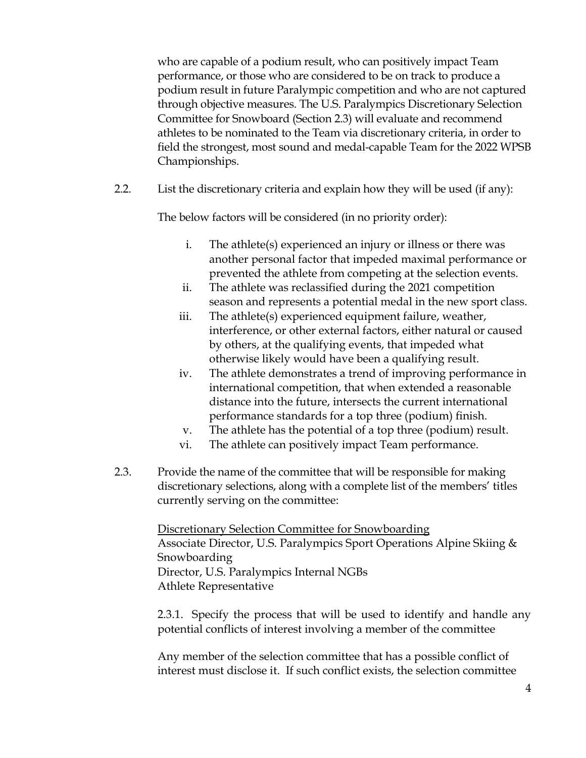who are capable of a podium result, who can positively impact Team performance, or those who are considered to be on track to produce a podium result in future Paralympic competition and who are not captured through objective measures. The U.S. Paralympics Discretionary Selection Committee for Snowboard (Section 2.3) will evaluate and recommend athletes to be nominated to the Team via discretionary criteria, in order to field the strongest, most sound and medal-capable Team for the 2022 WPSB Championships.

2.2. List the discretionary criteria and explain how they will be used (if any):

The below factors will be considered (in no priority order):

i. The athlete(s) experienced an injury or illness or there was another personal factor that impeded maximal performance or prevented the athlete from competing at the selection events.
ii. The athlete was reclassified during the 2021 competition season and represents a potential medal in the new sport class.
iii. The athlete(s) experienced equipment failure, weather, interference, or other external factors, either natural or caused by others, at the qualifying events, that impeded what otherwise likely would have been a qualifying result.
iv. The athlete demonstrates a trend of improving performance in international competition, that when extended a reasonable distance into the future, intersects the current international performance standards for a top three (podium) finish.
v. The athlete has the potential of a top three (podium) result.
vi. The athlete can positively impact Team performance.

2.3. Provide the name of the committee that will be responsible for making discretionary selections, along with a complete list of the members' titles currently serving on the committee:

<u>Discretionary Selection Committee for Snowboarding</u>
Associate Director, U.S. Paralympics Sport Operations Alpine Skiing & Snowboarding
Director, U.S. Paralympics Internal NGBs
Athlete Representative

2.3.1. Specify the process that will be used to identify and handle any potential conflicts of interest involving a member of the committee

Any member of the selection committee that has a possible conflict of interest must disclose it. If such conflict exists, the selection committee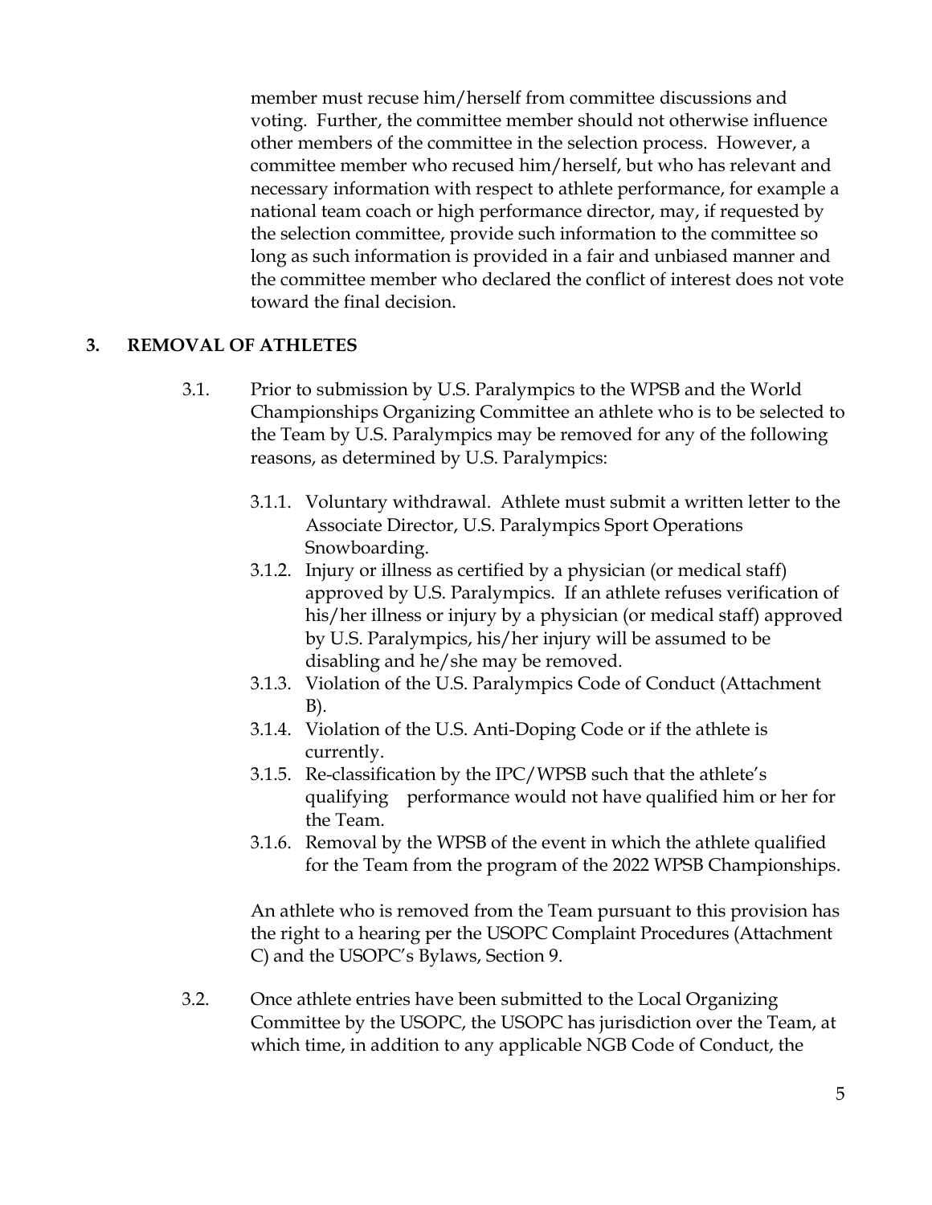member must recuse him/herself from committee discussions and voting. Further, the committee member should not otherwise influence other members of the committee in the selection process. However, a committee member who recused him/herself, but who has relevant and necessary information with respect to athlete performance, for example a national team coach or high performance director, may, if requested by the selection committee, provide such information to the committee so long as such information is provided in a fair and unbiased manner and the committee member who declared the conflict of interest does not vote toward the final decision.

## 3. REMOVAL OF ATHLETES

3.1. Prior to submission by U.S. Paralympics to the WPSB and the World Championships Organizing Committee an athlete who is to be selected to the Team by U.S. Paralympics may be removed for any of the following reasons, as determined by U.S. Paralympics:

- 3.1.1. Voluntary withdrawal. Athlete must submit a written letter to the Associate Director, U.S. Paralympics Sport Operations Snowboarding.
- 3.1.2. Injury or illness as certified by a physician (or medical staff) approved by U.S. Paralympics. If an athlete refuses verification of his/her illness or injury by a physician (or medical staff) approved by U.S. Paralympics, his/her injury will be assumed to be disabling and he/she may be removed.
- 3.1.3. Violation of the U.S. Paralympics Code of Conduct (Attachment B).
- 3.1.4. Violation of the U.S. Anti-Doping Code or if the athlete is currently.
- 3.1.5. Re-classification by the IPC/WPSB such that the athlete's qualifying performance would not have qualified him or her for the Team.
- 3.1.6. Removal by the WPSB of the event in which the athlete qualified for the Team from the program of the 2022 WPSB Championships.

An athlete who is removed from the Team pursuant to this provision has the right to a hearing per the USOPC Complaint Procedures (Attachment C) and the USOPC's Bylaws, Section 9.

3.2. Once athlete entries have been submitted to the Local Organizing Committee by the USOPC, the USOPC has jurisdiction over the Team, at which time, in addition to any applicable NGB Code of Conduct, the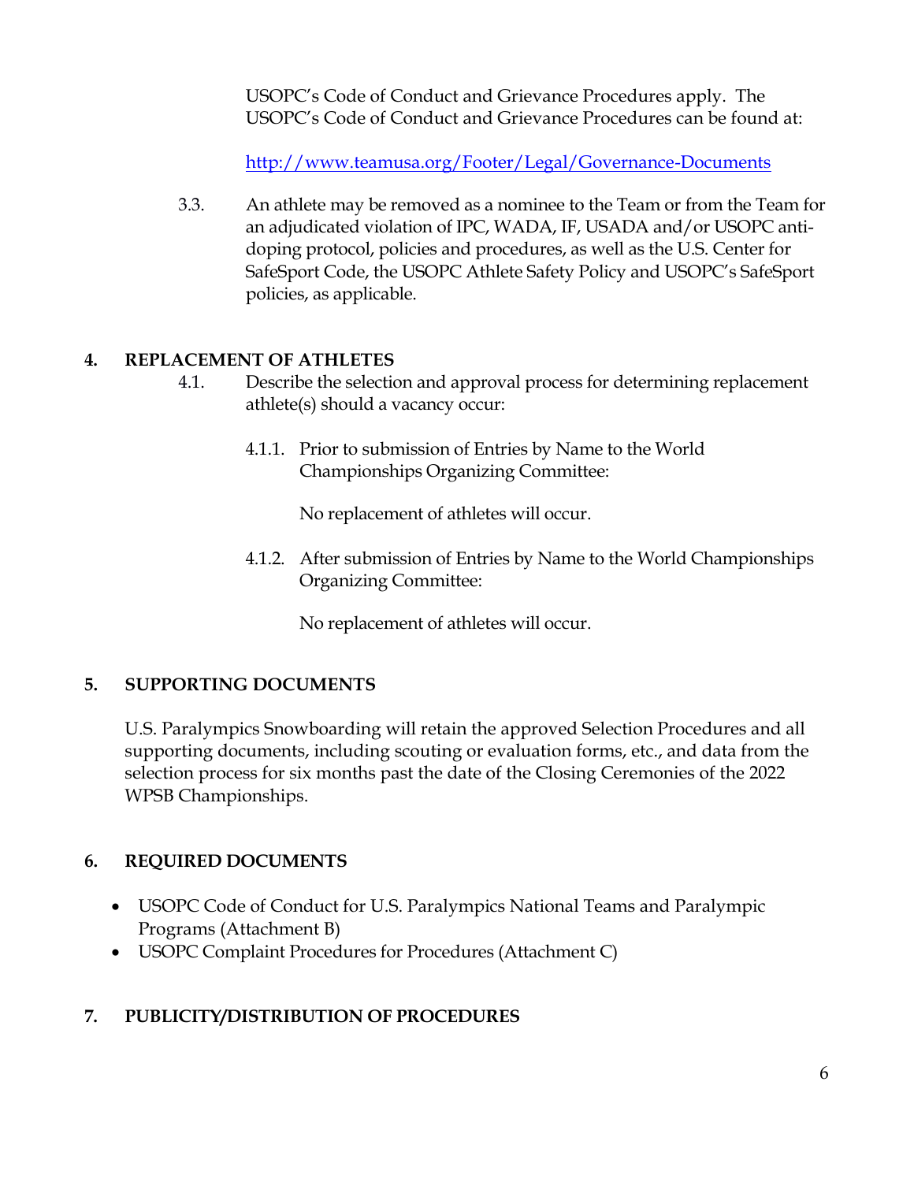USOPC's Code of Conduct and Grievance Procedures apply. The USOPC's Code of Conduct and Grievance Procedures can be found at:

http://www.teamusa.org/Footer/Legal/Governance-Documents

3.3. An athlete may be removed as a nominee to the Team or from the Team for an adjudicated violation of IPC, WADA, IF, USADA and/or USOPC anti-doping protocol, policies and procedures, as well as the U.S. Center for SafeSport Code, the USOPC Athlete Safety Policy and USOPC's SafeSport policies, as applicable.

## 4. REPLACEMENT OF ATHLETES

4.1. Describe the selection and approval process for determining replacement athlete(s) should a vacancy occur:

4.1.1. Prior to submission of Entries by Name to the World Championships Organizing Committee:

No replacement of athletes will occur.

4.1.2. After submission of Entries by Name to the World Championships Organizing Committee:

No replacement of athletes will occur.

## 5. SUPPORTING DOCUMENTS

U.S. Paralympics Snowboarding will retain the approved Selection Procedures and all supporting documents, including scouting or evaluation forms, etc., and data from the selection process for six months past the date of the Closing Ceremonies of the 2022 WPSB Championships.

## 6. REQUIRED DOCUMENTS

- USOPC Code of Conduct for U.S. Paralympics National Teams and Paralympic Programs (Attachment B)
- USOPC Complaint Procedures for Procedures (Attachment C)

## 7. PUBLICITY/DISTRIBUTION OF PROCEDURES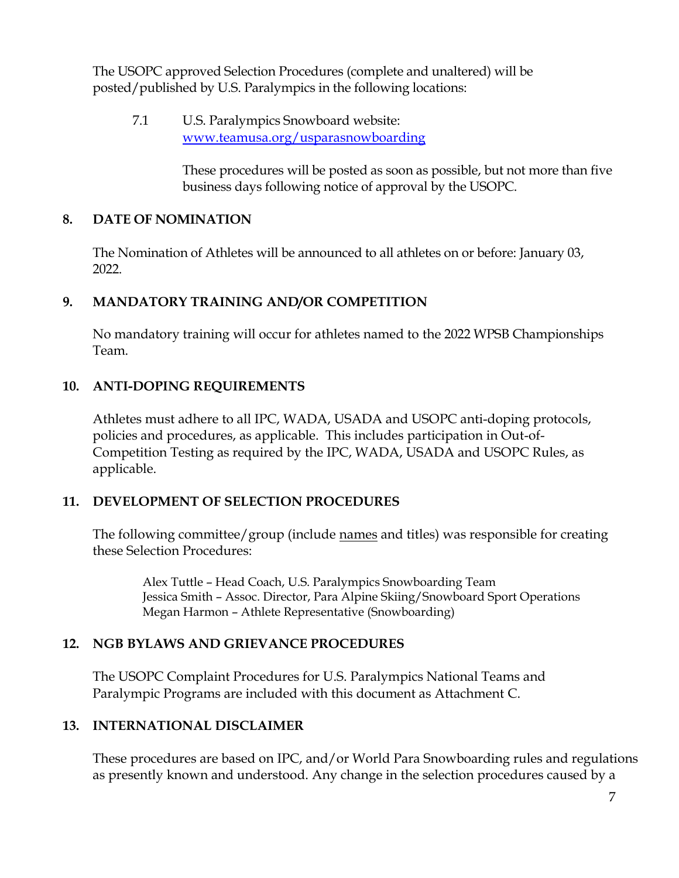The USOPC approved Selection Procedures (complete and unaltered) will be posted/published by U.S. Paralympics in the following locations:

7.1 U.S. Paralympics Snowboard website: [www.teamusa.org/usparasnowboarding](www.teamusa.org/usparasnowboarding)

These procedures will be posted as soon as possible, but not more than five business days following notice of approval by the USOPC.

## 8. DATE OF NOMINATION

The Nomination of Athletes will be announced to all athletes on or before: January 03, 2022.

## 9. MANDATORY TRAINING AND/OR COMPETITION

No mandatory training will occur for athletes named to the 2022 WPSB Championships Team.

## 10. ANTI-DOPING REQUIREMENTS

Athletes must adhere to all IPC, WADA, USADA and USOPC anti-doping protocols, policies and procedures, as applicable. This includes participation in Out-of-Competition Testing as required by the IPC, WADA, USADA and USOPC Rules, as applicable.

## 11. DEVELOPMENT OF SELECTION PROCEDURES

The following committee/group (include names and titles) was responsible for creating these Selection Procedures:

Alex Tuttle – Head Coach, U.S. Paralympics Snowboarding Team
Jessica Smith – Assoc. Director, Para Alpine Skiing/Snowboard Sport Operations
Megan Harmon – Athlete Representative (Snowboarding)

## 12. NGB BYLAWS AND GRIEVANCE PROCEDURES

The USOPC Complaint Procedures for U.S. Paralympics National Teams and Paralympic Programs are included with this document as Attachment C.

## 13. INTERNATIONAL DISCLAIMER

These procedures are based on IPC, and/or World Para Snowboarding rules and regulations as presently known and understood. Any change in the selection procedures caused by a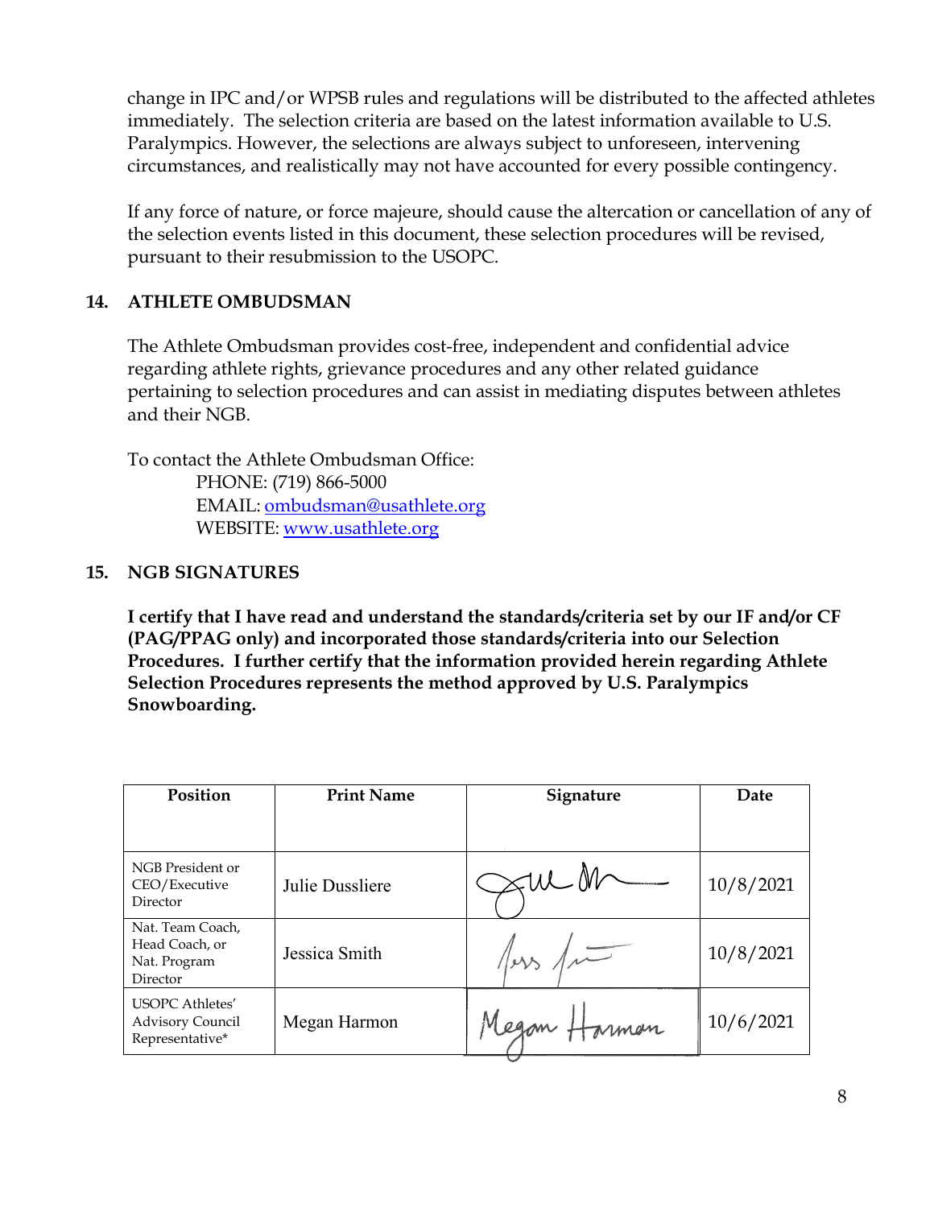change in IPC and/or WPSB rules and regulations will be distributed to the affected athletes immediately. The selection criteria are based on the latest information available to U.S. Paralympics. However, the selections are always subject to unforeseen, intervening circumstances, and realistically may not have accounted for every possible contingency.

If any force of nature, or force majeure, should cause the altercation or cancellation of any of the selection events listed in this document, these selection procedures will be revised, pursuant to their resubmission to the USOPC.

## 14. ATHLETE OMBUDSMAN

The Athlete Ombudsman provides cost-free, independent and confidential advice regarding athlete rights, grievance procedures and any other related guidance pertaining to selection procedures and can assist in mediating disputes between athletes and their NGB.

To contact the Athlete Ombudsman Office:

PHONE: (719) 866-5000
EMAIL: [ombudsman@usathlete.org](mailto:ombudsman@usathlete.org)
WEBSITE: [www.usathlete.org](http://www.usathlete.org)

## 15. NGB SIGNATURES

**I certify that I have read and understand the standards/criteria set by our IF and/or CF (PAG/PPAG only) and incorporated those standards/criteria into our Selection Procedures. I further certify that the information provided herein regarding Athlete Selection Procedures represents the method approved by U.S. Paralympics Snowboarding.**

| Position | Print Name | Signature | Date |
|---|---|---|---|
| NGB President or CEO/Executive Director | Julie Dussliere | [signature] | 10/8/2021 |
| Nat. Team Coach, Head Coach, or Nat. Program Director | Jessica Smith | [signature] | 10/8/2021 |
| USOPC Athletes' Advisory Council Representative* | Megan Harmon | [signature] | 10/6/2021 |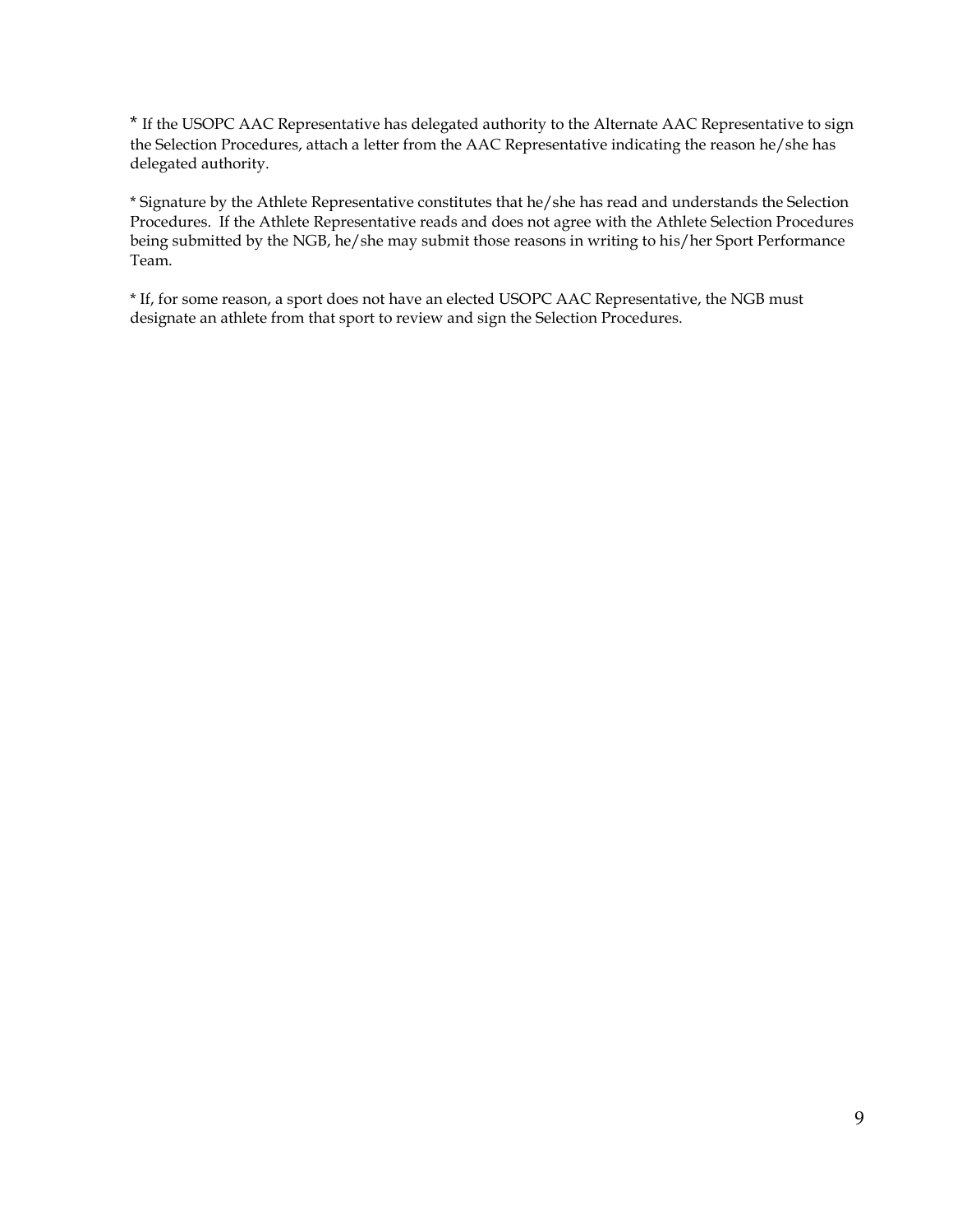* If the USOPC AAC Representative has delegated authority to the Alternate AAC Representative to sign the Selection Procedures, attach a letter from the AAC Representative indicating the reason he/she has delegated authority.

* Signature by the Athlete Representative constitutes that he/she has read and understands the Selection Procedures. If the Athlete Representative reads and does not agree with the Athlete Selection Procedures being submitted by the NGB, he/she may submit those reasons in writing to his/her Sport Performance Team.

* If, for some reason, a sport does not have an elected USOPC AAC Representative, the NGB must designate an athlete from that sport to review and sign the Selection Procedures.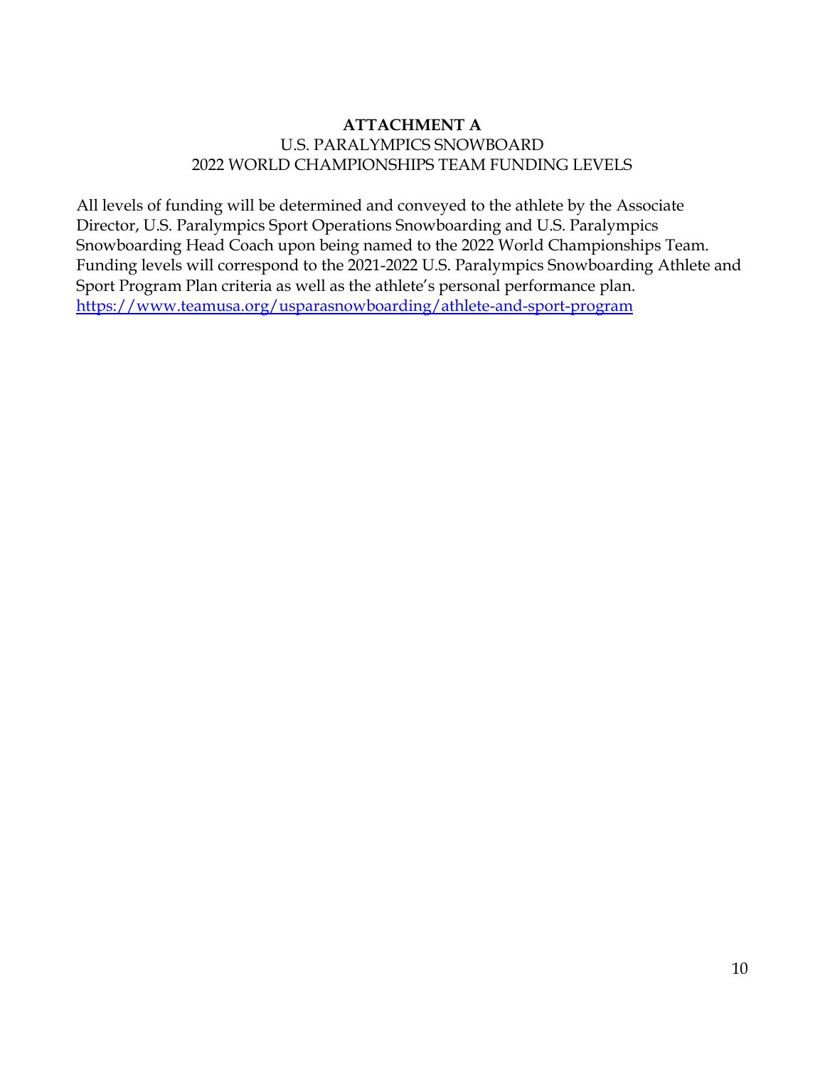**ATTACHMENT A**

U.S. PARALYMPICS SNOWBOARD

2022 WORLD CHAMPIONSHIPS TEAM FUNDING LEVELS

All levels of funding will be determined and conveyed to the athlete by the Associate Director, U.S. Paralympics Sport Operations Snowboarding and U.S. Paralympics Snowboarding Head Coach upon being named to the 2022 World Championships Team. Funding levels will correspond to the 2021-2022 U.S. Paralympics Snowboarding Athlete and Sport Program Plan criteria as well as the athlete's personal performance plan. https://www.teamusa.org/usparasnowboarding/athlete-and-sport-program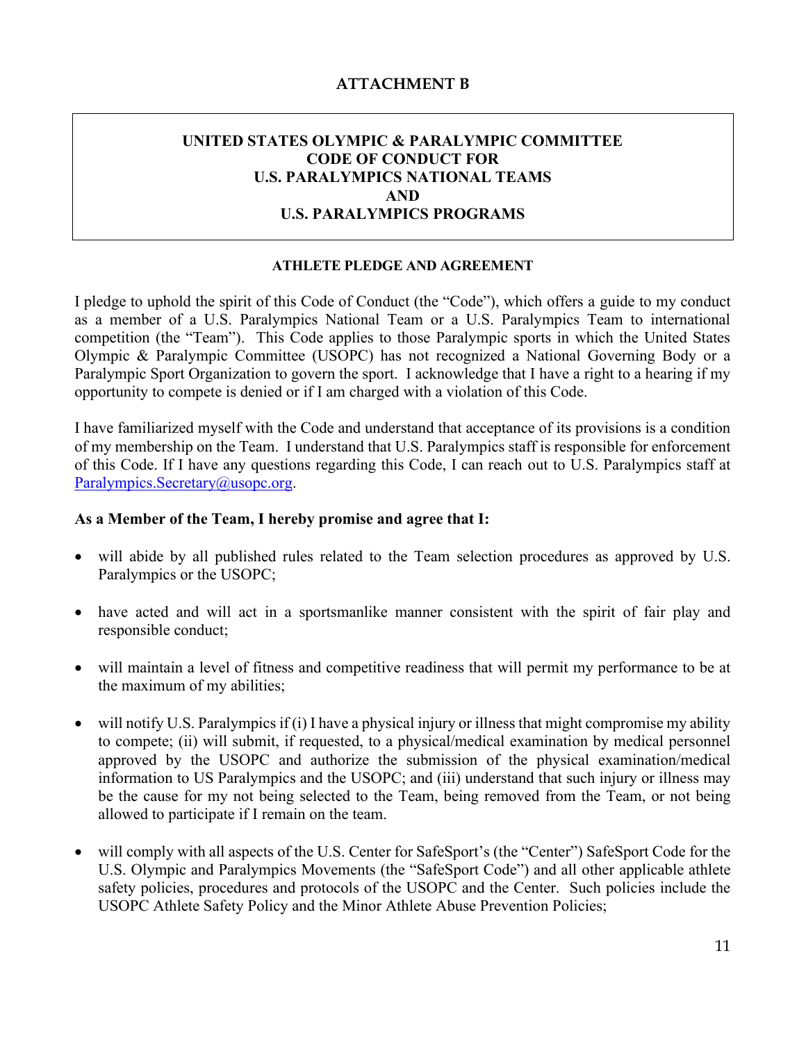# ATTACHMENT B

## UNITED STATES OLYMPIC & PARALYMPIC COMMITTEE CODE OF CONDUCT FOR U.S. PARALYMPICS NATIONAL TEAMS AND U.S. PARALYMPICS PROGRAMS

### ATHLETE PLEDGE AND AGREEMENT

I pledge to uphold the spirit of this Code of Conduct (the "Code"), which offers a guide to my conduct as a member of a U.S. Paralympics National Team or a U.S. Paralympics Team to international competition (the "Team"). This Code applies to those Paralympic sports in which the United States Olympic & Paralympic Committee (USOPC) has not recognized a National Governing Body or a Paralympic Sport Organization to govern the sport. I acknowledge that I have a right to a hearing if my opportunity to compete is denied or if I am charged with a violation of this Code.

I have familiarized myself with the Code and understand that acceptance of its provisions is a condition of my membership on the Team. I understand that U.S. Paralympics staff is responsible for enforcement of this Code. If I have any questions regarding this Code, I can reach out to U.S. Paralympics staff at Paralympics.Secretary@usopc.org.

**As a Member of the Team, I hereby promise and agree that I:**

- will abide by all published rules related to the Team selection procedures as approved by U.S. Paralympics or the USOPC;
- have acted and will act in a sportsmanlike manner consistent with the spirit of fair play and responsible conduct;
- will maintain a level of fitness and competitive readiness that will permit my performance to be at the maximum of my abilities;
- will notify U.S. Paralympics if (i) I have a physical injury or illness that might compromise my ability to compete; (ii) will submit, if requested, to a physical/medical examination by medical personnel approved by the USOPC and authorize the submission of the physical examination/medical information to US Paralympics and the USOPC; and (iii) understand that such injury or illness may be the cause for my not being selected to the Team, being removed from the Team, or not being allowed to participate if I remain on the team.
- will comply with all aspects of the U.S. Center for SafeSport's (the "Center") SafeSport Code for the U.S. Olympic and Paralympics Movements (the "SafeSport Code") and all other applicable athlete safety policies, procedures and protocols of the USOPC and the Center. Such policies include the USOPC Athlete Safety Policy and the Minor Athlete Abuse Prevention Policies;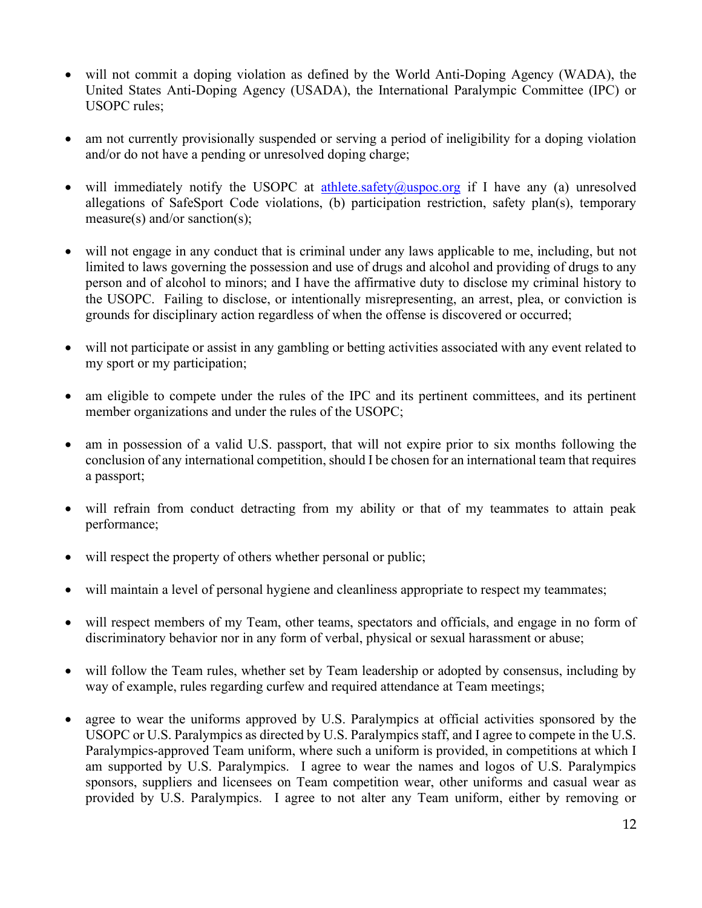- will not commit a doping violation as defined by the World Anti-Doping Agency (WADA), the United States Anti-Doping Agency (USADA), the International Paralympic Committee (IPC) or USOPC rules;

- am not currently provisionally suspended or serving a period of ineligibility for a doping violation and/or do not have a pending or unresolved doping charge;

- will immediately notify the USOPC at athlete.safety@uspoc.org if I have any (a) unresolved allegations of SafeSport Code violations, (b) participation restriction, safety plan(s), temporary measure(s) and/or sanction(s);

- will not engage in any conduct that is criminal under any laws applicable to me, including, but not limited to laws governing the possession and use of drugs and alcohol and providing of drugs to any person and of alcohol to minors; and I have the affirmative duty to disclose my criminal history to the USOPC. Failing to disclose, or intentionally misrepresenting, an arrest, plea, or conviction is grounds for disciplinary action regardless of when the offense is discovered or occurred;

- will not participate or assist in any gambling or betting activities associated with any event related to my sport or my participation;

- am eligible to compete under the rules of the IPC and its pertinent committees, and its pertinent member organizations and under the rules of the USOPC;

- am in possession of a valid U.S. passport, that will not expire prior to six months following the conclusion of any international competition, should I be chosen for an international team that requires a passport;

- will refrain from conduct detracting from my ability or that of my teammates to attain peak performance;

- will respect the property of others whether personal or public;

- will maintain a level of personal hygiene and cleanliness appropriate to respect my teammates;

- will respect members of my Team, other teams, spectators and officials, and engage in no form of discriminatory behavior nor in any form of verbal, physical or sexual harassment or abuse;

- will follow the Team rules, whether set by Team leadership or adopted by consensus, including by way of example, rules regarding curfew and required attendance at Team meetings;

- agree to wear the uniforms approved by U.S. Paralympics at official activities sponsored by the USOPC or U.S. Paralympics as directed by U.S. Paralympics staff, and I agree to compete in the U.S. Paralympics-approved Team uniform, where such a uniform is provided, in competitions at which I am supported by U.S. Paralympics. I agree to wear the names and logos of U.S. Paralympics sponsors, suppliers and licensees on Team competition wear, other uniforms and casual wear as provided by U.S. Paralympics. I agree to not alter any Team uniform, either by removing or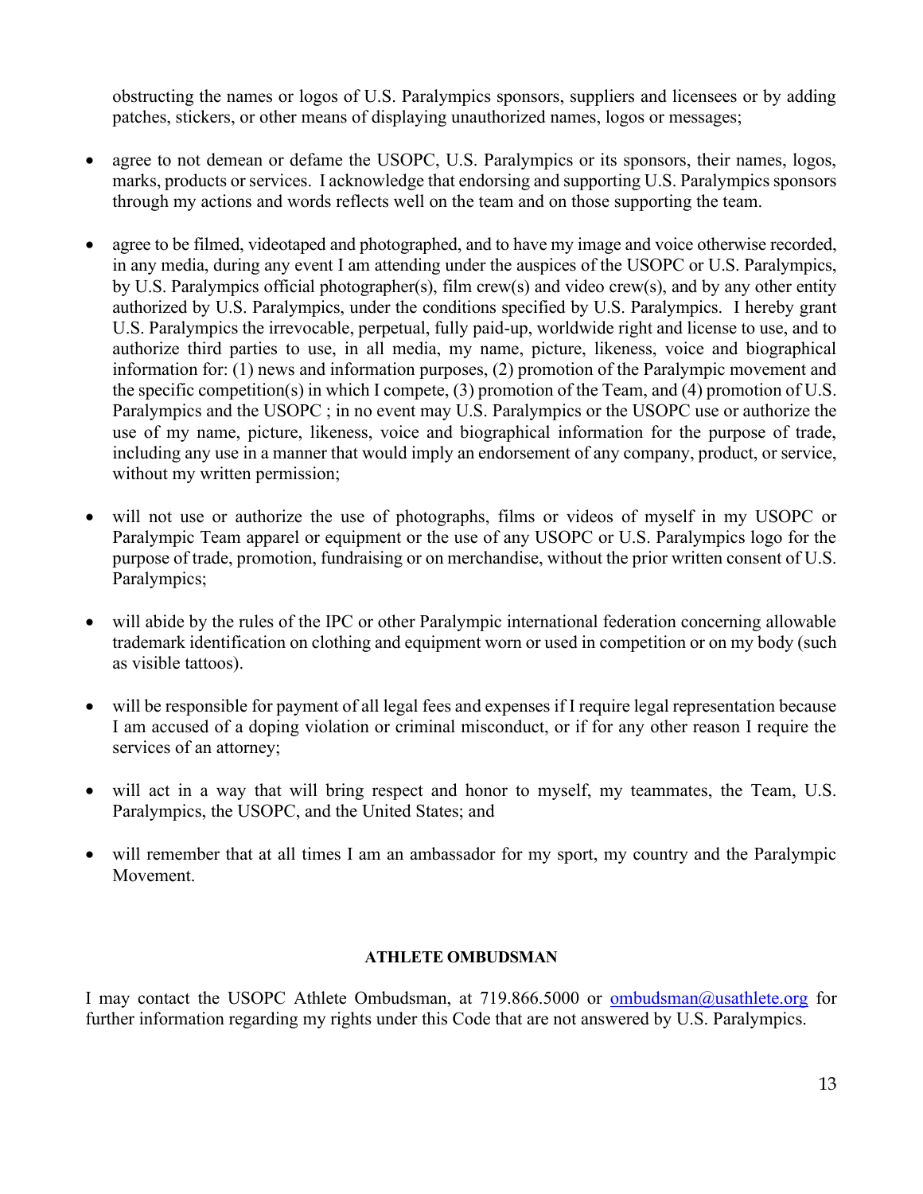obstructing the names or logos of U.S. Paralympics sponsors, suppliers and licensees or by adding patches, stickers, or other means of displaying unauthorized names, logos or messages;

- agree to not demean or defame the USOPC, U.S. Paralympics or its sponsors, their names, logos, marks, products or services. I acknowledge that endorsing and supporting U.S. Paralympics sponsors through my actions and words reflects well on the team and on those supporting the team.

- agree to be filmed, videotaped and photographed, and to have my image and voice otherwise recorded, in any media, during any event I am attending under the auspices of the USOPC or U.S. Paralympics, by U.S. Paralympics official photographer(s), film crew(s) and video crew(s), and by any other entity authorized by U.S. Paralympics, under the conditions specified by U.S. Paralympics. I hereby grant U.S. Paralympics the irrevocable, perpetual, fully paid-up, worldwide right and license to use, and to authorize third parties to use, in all media, my name, picture, likeness, voice and biographical information for: (1) news and information purposes, (2) promotion of the Paralympic movement and the specific competition(s) in which I compete, (3) promotion of the Team, and (4) promotion of U.S. Paralympics and the USOPC ; in no event may U.S. Paralympics or the USOPC use or authorize the use of my name, picture, likeness, voice and biographical information for the purpose of trade, including any use in a manner that would imply an endorsement of any company, product, or service, without my written permission;

- will not use or authorize the use of photographs, films or videos of myself in my USOPC or Paralympic Team apparel or equipment or the use of any USOPC or U.S. Paralympics logo for the purpose of trade, promotion, fundraising or on merchandise, without the prior written consent of U.S. Paralympics;

- will abide by the rules of the IPC or other Paralympic international federation concerning allowable trademark identification on clothing and equipment worn or used in competition or on my body (such as visible tattoos).

- will be responsible for payment of all legal fees and expenses if I require legal representation because I am accused of a doping violation or criminal misconduct, or if for any other reason I require the services of an attorney;

- will act in a way that will bring respect and honor to myself, my teammates, the Team, U.S. Paralympics, the USOPC, and the United States; and

- will remember that at all times I am an ambassador for my sport, my country and the Paralympic Movement.

**ATHLETE OMBUDSMAN**

I may contact the USOPC Athlete Ombudsman, at 719.866.5000 or [ombudsman@usathlete.org](mailto:ombudsman@usathlete.org) for further information regarding my rights under this Code that are not answered by U.S. Paralympics.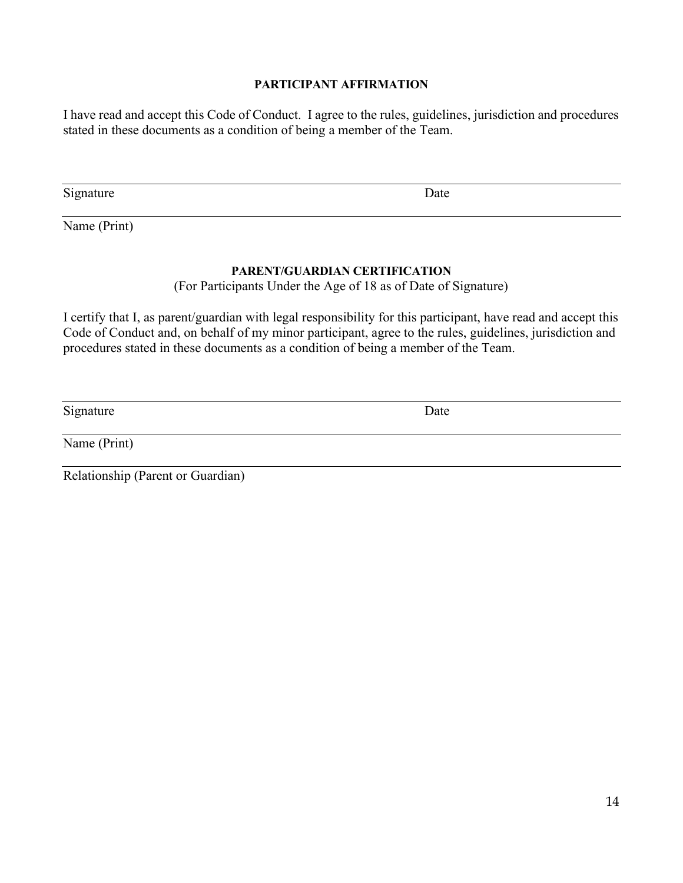**PARTICIPANT AFFIRMATION**

I have read and accept this Code of Conduct. I agree to the rules, guidelines, jurisdiction and procedures stated in these documents as a condition of being a member of the Team.

\_\_\_\_\_\_\_\_\_\_\_\_\_\_\_\_\_\_\_\_\_\_\_\_\_\_\_\_\_\_\_\_\_\_\_\_\_\_\_\_\_\_\_\_\_\_\_\_\_\_\_\_\_\_\_\_\_\_\_\_\_\_\_\_\_\_\_\_\_\_\_\_\_\_\_\_

Signature Date

\_\_\_\_\_\_\_\_\_\_\_\_\_\_\_\_\_\_\_\_\_\_\_\_\_\_\_\_\_\_\_\_\_\_\_\_\_\_\_\_\_\_\_\_\_\_\_\_\_\_\_\_\_\_\_\_\_\_\_\_\_\_\_\_\_\_\_\_\_\_\_\_\_\_\_\_

Name (Print)

**PARENT/GUARDIAN CERTIFICATION**

(For Participants Under the Age of 18 as of Date of Signature)

I certify that I, as parent/guardian with legal responsibility for this participant, have read and accept this Code of Conduct and, on behalf of my minor participant, agree to the rules, guidelines, jurisdiction and procedures stated in these documents as a condition of being a member of the Team.

\_\_\_\_\_\_\_\_\_\_\_\_\_\_\_\_\_\_\_\_\_\_\_\_\_\_\_\_\_\_\_\_\_\_\_\_\_\_\_\_\_\_\_\_\_\_\_\_\_\_\_\_\_\_\_\_\_\_\_\_\_\_\_\_\_\_\_\_\_\_\_\_\_\_\_\_

Signature Date

\_\_\_\_\_\_\_\_\_\_\_\_\_\_\_\_\_\_\_\_\_\_\_\_\_\_\_\_\_\_\_\_\_\_\_\_\_\_\_\_\_\_\_\_\_\_\_\_\_\_\_\_\_\_\_\_\_\_\_\_\_\_\_\_\_\_\_\_\_\_\_\_\_\_\_\_

Name (Print)

\_\_\_\_\_\_\_\_\_\_\_\_\_\_\_\_\_\_\_\_\_\_\_\_\_\_\_\_\_\_\_\_\_\_\_\_\_\_\_\_\_\_\_\_\_\_\_\_\_\_\_\_\_\_\_\_\_\_\_\_\_\_\_\_\_\_\_\_\_\_\_\_\_\_\_\_

Relationship (Parent or Guardian)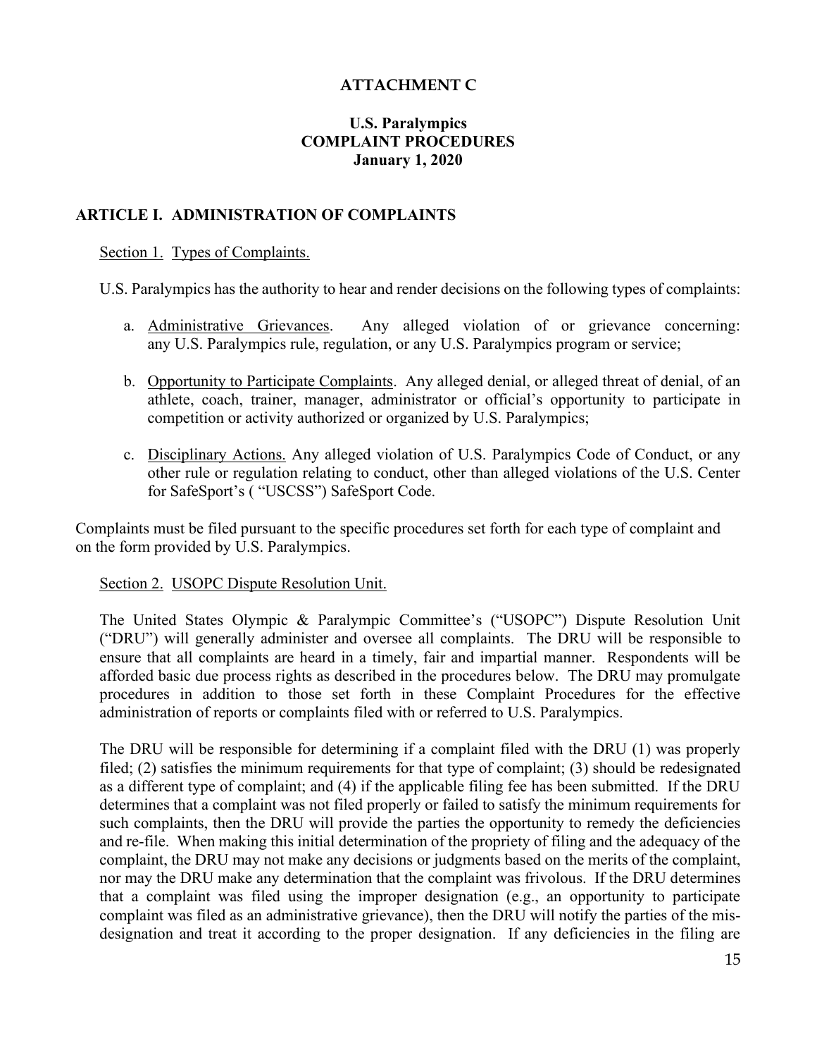**ATTACHMENT C**

**U.S. Paralympics**
**COMPLAINT PROCEDURES**
**January 1, 2020**

## ARTICLE I. ADMINISTRATION OF COMPLAINTS

Section 1. Types of Complaints.

U.S. Paralympics has the authority to hear and render decisions on the following types of complaints:

a. Administrative Grievances. Any alleged violation of or grievance concerning: any U.S. Paralympics rule, regulation, or any U.S. Paralympics program or service;

b. Opportunity to Participate Complaints. Any alleged denial, or alleged threat of denial, of an athlete, coach, trainer, manager, administrator or official's opportunity to participate in competition or activity authorized or organized by U.S. Paralympics;

c. Disciplinary Actions. Any alleged violation of U.S. Paralympics Code of Conduct, or any other rule or regulation relating to conduct, other than alleged violations of the U.S. Center for SafeSport's ( "USCSS") SafeSport Code.

Complaints must be filed pursuant to the specific procedures set forth for each type of complaint and on the form provided by U.S. Paralympics.

Section 2. USOPC Dispute Resolution Unit.

The United States Olympic & Paralympic Committee's ("USOPC") Dispute Resolution Unit ("DRU") will generally administer and oversee all complaints. The DRU will be responsible to ensure that all complaints are heard in a timely, fair and impartial manner. Respondents will be afforded basic due process rights as described in the procedures below. The DRU may promulgate procedures in addition to those set forth in these Complaint Procedures for the effective administration of reports or complaints filed with or referred to U.S. Paralympics.

The DRU will be responsible for determining if a complaint filed with the DRU (1) was properly filed; (2) satisfies the minimum requirements for that type of complaint; (3) should be redesignated as a different type of complaint; and (4) if the applicable filing fee has been submitted. If the DRU determines that a complaint was not filed properly or failed to satisfy the minimum requirements for such complaints, then the DRU will provide the parties the opportunity to remedy the deficiencies and re-file. When making this initial determination of the propriety of filing and the adequacy of the complaint, the DRU may not make any decisions or judgments based on the merits of the complaint, nor may the DRU make any determination that the complaint was frivolous. If the DRU determines that a complaint was filed using the improper designation (e.g., an opportunity to participate complaint was filed as an administrative grievance), then the DRU will notify the parties of the mis-designation and treat it according to the proper designation. If any deficiencies in the filing are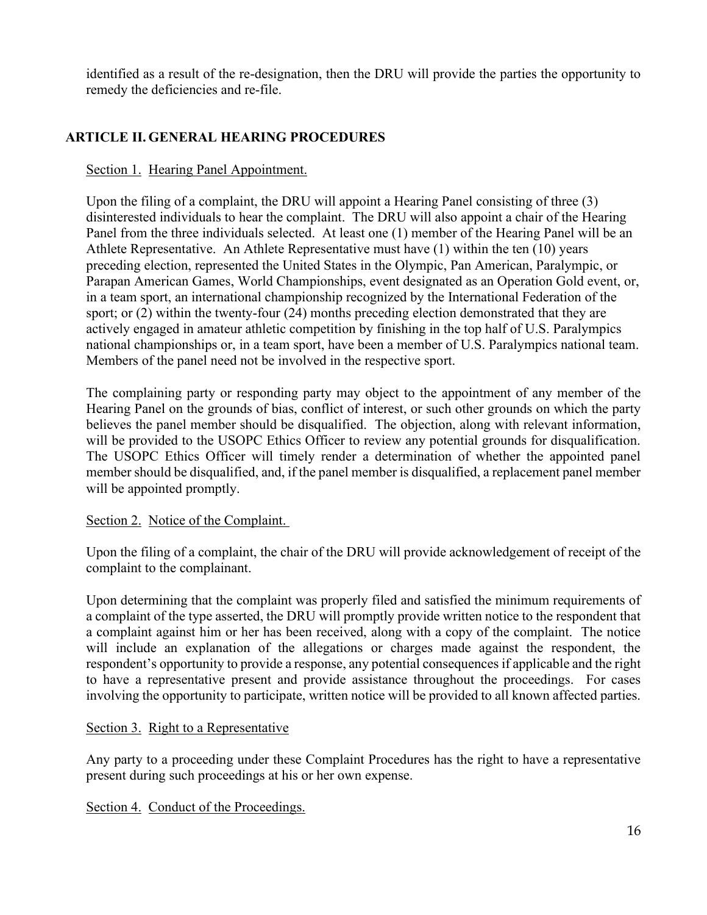identified as a result of the re-designation, then the DRU will provide the parties the opportunity to remedy the deficiencies and re-file.

## ARTICLE II. GENERAL HEARING PROCEDURES

Section 1. Hearing Panel Appointment.

Upon the filing of a complaint, the DRU will appoint a Hearing Panel consisting of three (3) disinterested individuals to hear the complaint. The DRU will also appoint a chair of the Hearing Panel from the three individuals selected. At least one (1) member of the Hearing Panel will be an Athlete Representative. An Athlete Representative must have (1) within the ten (10) years preceding election, represented the United States in the Olympic, Pan American, Paralympic, or Parapan American Games, World Championships, event designated as an Operation Gold event, or, in a team sport, an international championship recognized by the International Federation of the sport; or (2) within the twenty-four (24) months preceding election demonstrated that they are actively engaged in amateur athletic competition by finishing in the top half of U.S. Paralympics national championships or, in a team sport, have been a member of U.S. Paralympics national team. Members of the panel need not be involved in the respective sport.

The complaining party or responding party may object to the appointment of any member of the Hearing Panel on the grounds of bias, conflict of interest, or such other grounds on which the party believes the panel member should be disqualified. The objection, along with relevant information, will be provided to the USOPC Ethics Officer to review any potential grounds for disqualification. The USOPC Ethics Officer will timely render a determination of whether the appointed panel member should be disqualified, and, if the panel member is disqualified, a replacement panel member will be appointed promptly.

Section 2. Notice of the Complaint.

Upon the filing of a complaint, the chair of the DRU will provide acknowledgement of receipt of the complaint to the complainant.

Upon determining that the complaint was properly filed and satisfied the minimum requirements of a complaint of the type asserted, the DRU will promptly provide written notice to the respondent that a complaint against him or her has been received, along with a copy of the complaint. The notice will include an explanation of the allegations or charges made against the respondent, the respondent's opportunity to provide a response, any potential consequences if applicable and the right to have a representative present and provide assistance throughout the proceedings. For cases involving the opportunity to participate, written notice will be provided to all known affected parties.

Section 3. Right to a Representative

Any party to a proceeding under these Complaint Procedures has the right to have a representative present during such proceedings at his or her own expense.

Section 4. Conduct of the Proceedings.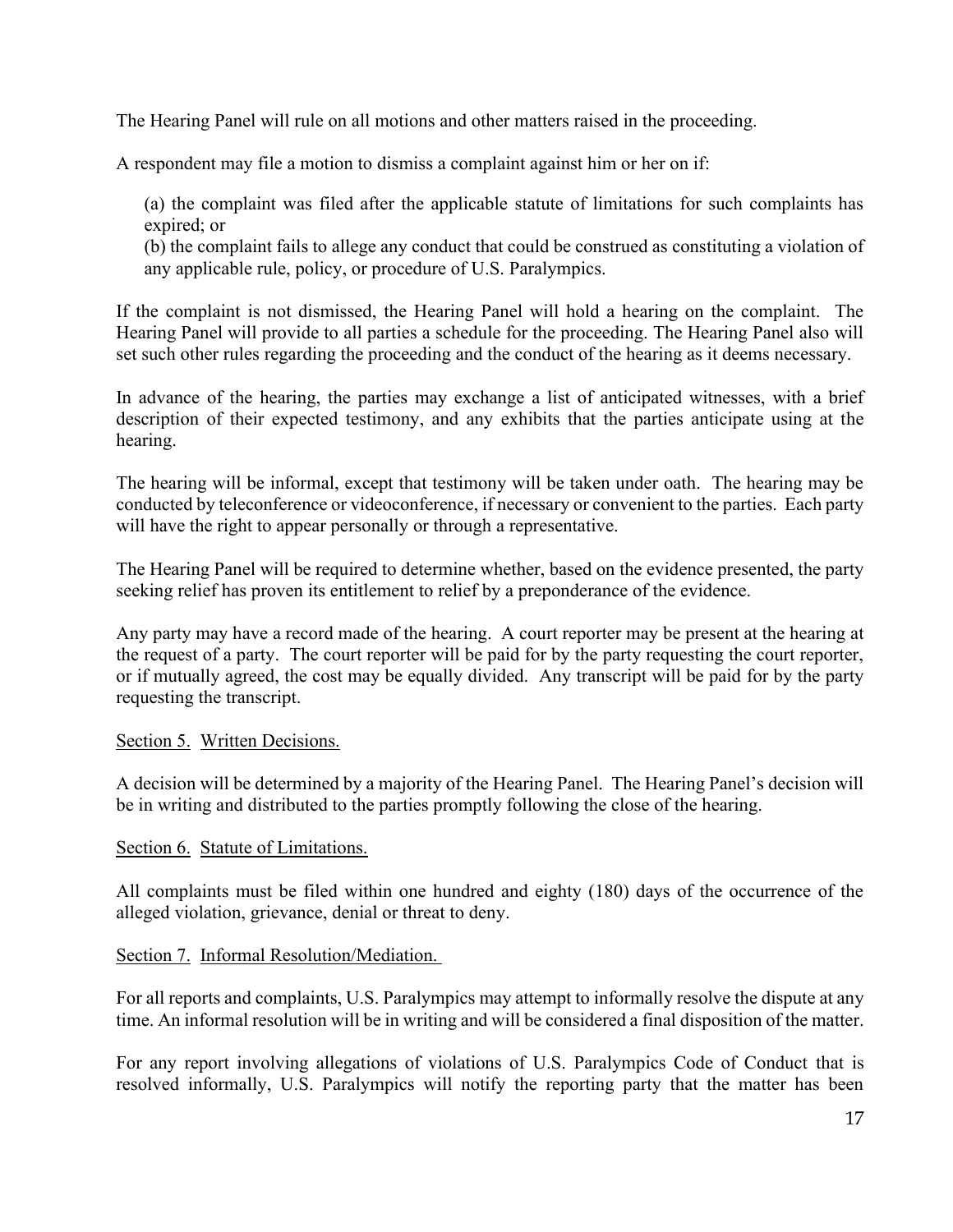The Hearing Panel will rule on all motions and other matters raised in the proceeding.

A respondent may file a motion to dismiss a complaint against him or her on if:

(a) the complaint was filed after the applicable statute of limitations for such complaints has expired; or
(b) the complaint fails to allege any conduct that could be construed as constituting a violation of any applicable rule, policy, or procedure of U.S. Paralympics.

If the complaint is not dismissed, the Hearing Panel will hold a hearing on the complaint. The Hearing Panel will provide to all parties a schedule for the proceeding. The Hearing Panel also will set such other rules regarding the proceeding and the conduct of the hearing as it deems necessary.

In advance of the hearing, the parties may exchange a list of anticipated witnesses, with a brief description of their expected testimony, and any exhibits that the parties anticipate using at the hearing.

The hearing will be informal, except that testimony will be taken under oath. The hearing may be conducted by teleconference or videoconference, if necessary or convenient to the parties. Each party will have the right to appear personally or through a representative.

The Hearing Panel will be required to determine whether, based on the evidence presented, the party seeking relief has proven its entitlement to relief by a preponderance of the evidence.

Any party may have a record made of the hearing. A court reporter may be present at the hearing at the request of a party. The court reporter will be paid for by the party requesting the court reporter, or if mutually agreed, the cost may be equally divided. Any transcript will be paid for by the party requesting the transcript.

Section 5. Written Decisions.

A decision will be determined by a majority of the Hearing Panel. The Hearing Panel's decision will be in writing and distributed to the parties promptly following the close of the hearing.

Section 6. Statute of Limitations.

All complaints must be filed within one hundred and eighty (180) days of the occurrence of the alleged violation, grievance, denial or threat to deny.

Section 7. Informal Resolution/Mediation.

For all reports and complaints, U.S. Paralympics may attempt to informally resolve the dispute at any time. An informal resolution will be in writing and will be considered a final disposition of the matter.

For any report involving allegations of violations of U.S. Paralympics Code of Conduct that is resolved informally, U.S. Paralympics will notify the reporting party that the matter has been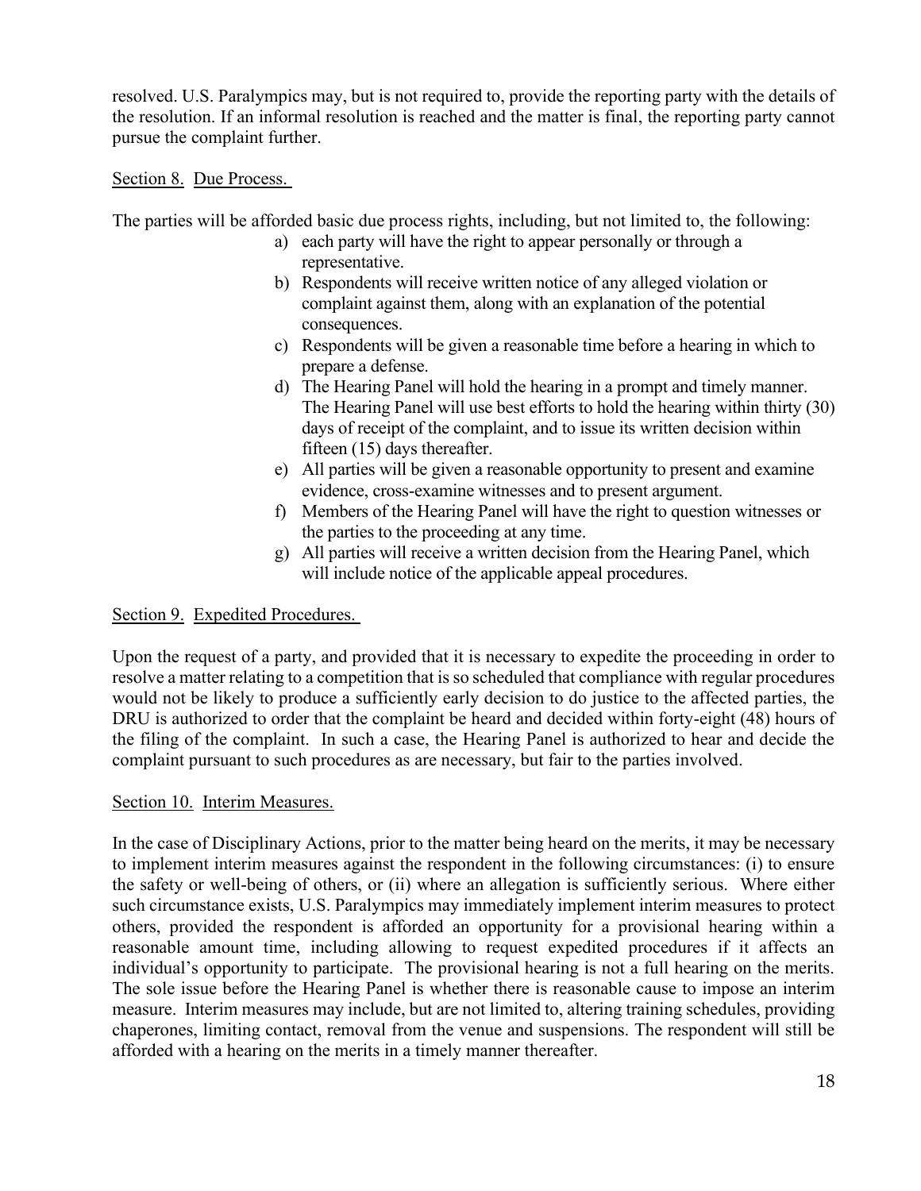resolved. U.S. Paralympics may, but is not required to, provide the reporting party with the details of the resolution. If an informal resolution is reached and the matter is final, the reporting party cannot pursue the complaint further.

Section 8. Due Process.

The parties will be afforded basic due process rights, including, but not limited to, the following:

a) each party will have the right to appear personally or through a representative.
b) Respondents will receive written notice of any alleged violation or complaint against them, along with an explanation of the potential consequences.
c) Respondents will be given a reasonable time before a hearing in which to prepare a defense.
d) The Hearing Panel will hold the hearing in a prompt and timely manner. The Hearing Panel will use best efforts to hold the hearing within thirty (30) days of receipt of the complaint, and to issue its written decision within fifteen (15) days thereafter.
e) All parties will be given a reasonable opportunity to present and examine evidence, cross-examine witnesses and to present argument.
f) Members of the Hearing Panel will have the right to question witnesses or the parties to the proceeding at any time.
g) All parties will receive a written decision from the Hearing Panel, which will include notice of the applicable appeal procedures.

Section 9. Expedited Procedures.

Upon the request of a party, and provided that it is necessary to expedite the proceeding in order to resolve a matter relating to a competition that is so scheduled that compliance with regular procedures would not be likely to produce a sufficiently early decision to do justice to the affected parties, the DRU is authorized to order that the complaint be heard and decided within forty-eight (48) hours of the filing of the complaint. In such a case, the Hearing Panel is authorized to hear and decide the complaint pursuant to such procedures as are necessary, but fair to the parties involved.

Section 10. Interim Measures.

In the case of Disciplinary Actions, prior to the matter being heard on the merits, it may be necessary to implement interim measures against the respondent in the following circumstances: (i) to ensure the safety or well-being of others, or (ii) where an allegation is sufficiently serious. Where either such circumstance exists, U.S. Paralympics may immediately implement interim measures to protect others, provided the respondent is afforded an opportunity for a provisional hearing within a reasonable amount time, including allowing to request expedited procedures if it affects an individual's opportunity to participate. The provisional hearing is not a full hearing on the merits. The sole issue before the Hearing Panel is whether there is reasonable cause to impose an interim measure. Interim measures may include, but are not limited to, altering training schedules, providing chaperones, limiting contact, removal from the venue and suspensions. The respondent will still be afforded with a hearing on the merits in a timely manner thereafter.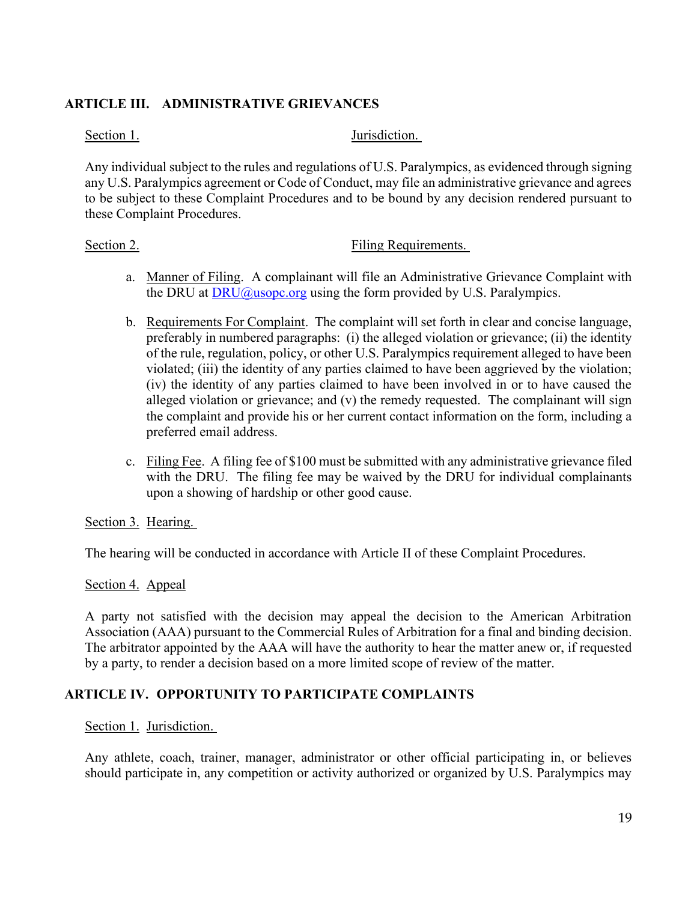## ARTICLE III. ADMINISTRATIVE GRIEVANCES

Section 1. Jurisdiction.

Any individual subject to the rules and regulations of U.S. Paralympics, as evidenced through signing any U.S. Paralympics agreement or Code of Conduct, may file an administrative grievance and agrees to be subject to these Complaint Procedures and to be bound by any decision rendered pursuant to these Complaint Procedures.

Section 2. Filing Requirements.

a. Manner of Filing. A complainant will file an Administrative Grievance Complaint with the DRU at DRU@usopc.org using the form provided by U.S. Paralympics.

b. Requirements For Complaint. The complaint will set forth in clear and concise language, preferably in numbered paragraphs: (i) the alleged violation or grievance; (ii) the identity of the rule, regulation, policy, or other U.S. Paralympics requirement alleged to have been violated; (iii) the identity of any parties claimed to have been aggrieved by the violation; (iv) the identity of any parties claimed to have been involved in or to have caused the alleged violation or grievance; and (v) the remedy requested. The complainant will sign the complaint and provide his or her current contact information on the form, including a preferred email address.

c. Filing Fee. A filing fee of $100 must be submitted with any administrative grievance filed with the DRU. The filing fee may be waived by the DRU for individual complainants upon a showing of hardship or other good cause.

Section 3. Hearing.

The hearing will be conducted in accordance with Article II of these Complaint Procedures.

Section 4. Appeal

A party not satisfied with the decision may appeal the decision to the American Arbitration Association (AAA) pursuant to the Commercial Rules of Arbitration for a final and binding decision. The arbitrator appointed by the AAA will have the authority to hear the matter anew or, if requested by a party, to render a decision based on a more limited scope of review of the matter.

## ARTICLE IV. OPPORTUNITY TO PARTICIPATE COMPLAINTS

Section 1. Jurisdiction.

Any athlete, coach, trainer, manager, administrator or other official participating in, or believes should participate in, any competition or activity authorized or organized by U.S. Paralympics may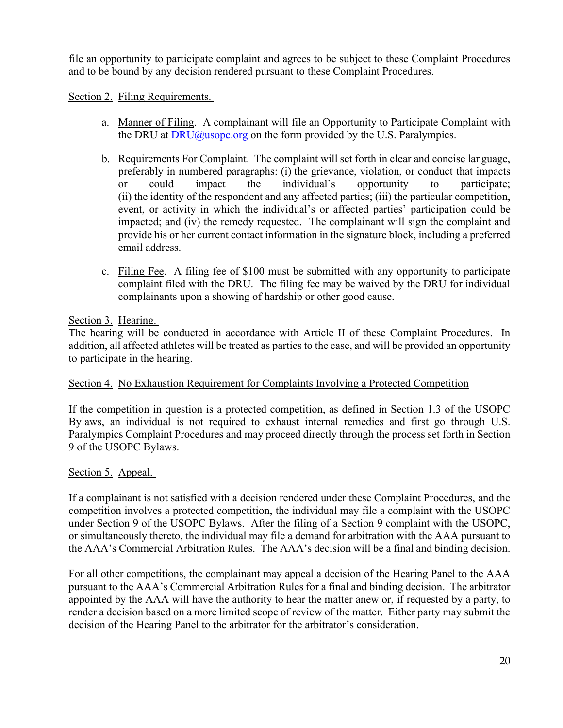file an opportunity to participate complaint and agrees to be subject to these Complaint Procedures and to be bound by any decision rendered pursuant to these Complaint Procedures.

Section 2. Filing Requirements.

a. Manner of Filing. A complainant will file an Opportunity to Participate Complaint with the DRU at DRU@usopc.org on the form provided by the U.S. Paralympics.

b. Requirements For Complaint. The complaint will set forth in clear and concise language, preferably in numbered paragraphs: (i) the grievance, violation, or conduct that impacts or could impact the individual's opportunity to participate; (ii) the identity of the respondent and any affected parties; (iii) the particular competition, event, or activity in which the individual's or affected parties' participation could be impacted; and (iv) the remedy requested. The complainant will sign the complaint and provide his or her current contact information in the signature block, including a preferred email address.

c. Filing Fee. A filing fee of $100 must be submitted with any opportunity to participate complaint filed with the DRU. The filing fee may be waived by the DRU for individual complainants upon a showing of hardship or other good cause.

Section 3. Hearing.
The hearing will be conducted in accordance with Article II of these Complaint Procedures. In addition, all affected athletes will be treated as parties to the case, and will be provided an opportunity to participate in the hearing.

Section 4. No Exhaustion Requirement for Complaints Involving a Protected Competition

If the competition in question is a protected competition, as defined in Section 1.3 of the USOPC Bylaws, an individual is not required to exhaust internal remedies and first go through U.S. Paralympics Complaint Procedures and may proceed directly through the process set forth in Section 9 of the USOPC Bylaws.

Section 5. Appeal.

If a complainant is not satisfied with a decision rendered under these Complaint Procedures, and the competition involves a protected competition, the individual may file a complaint with the USOPC under Section 9 of the USOPC Bylaws. After the filing of a Section 9 complaint with the USOPC, or simultaneously thereto, the individual may file a demand for arbitration with the AAA pursuant to the AAA's Commercial Arbitration Rules. The AAA's decision will be a final and binding decision.

For all other competitions, the complainant may appeal a decision of the Hearing Panel to the AAA pursuant to the AAA's Commercial Arbitration Rules for a final and binding decision. The arbitrator appointed by the AAA will have the authority to hear the matter anew or, if requested by a party, to render a decision based on a more limited scope of review of the matter. Either party may submit the decision of the Hearing Panel to the arbitrator for the arbitrator's consideration.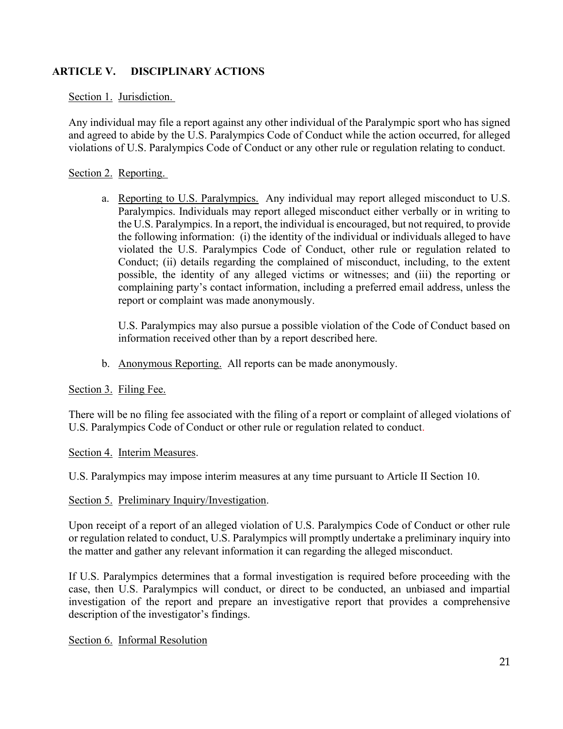## ARTICLE V. DISCIPLINARY ACTIONS

<u>Section 1.</u> <u>Jurisdiction.</u>

Any individual may file a report against any other individual of the Paralympic sport who has signed and agreed to abide by the U.S. Paralympics Code of Conduct while the action occurred, for alleged violations of U.S. Paralympics Code of Conduct or any other rule or regulation relating to conduct.

<u>Section 2.</u> <u>Reporting.</u>

a. <u>Reporting to U.S. Paralympics.</u> Any individual may report alleged misconduct to U.S. Paralympics. Individuals may report alleged misconduct either verbally or in writing to the U.S. Paralympics. In a report, the individual is encouraged, but not required, to provide the following information: (i) the identity of the individual or individuals alleged to have violated the U.S. Paralympics Code of Conduct, other rule or regulation related to Conduct; (ii) details regarding the complained of misconduct, including, to the extent possible, the identity of any alleged victims or witnesses; and (iii) the reporting or complaining party's contact information, including a preferred email address, unless the report or complaint was made anonymously.

   U.S. Paralympics may also pursue a possible violation of the Code of Conduct based on information received other than by a report described here.

b. <u>Anonymous Reporting.</u> All reports can be made anonymously.

<u>Section 3.</u> <u>Filing Fee.</u>

There will be no filing fee associated with the filing of a report or complaint of alleged violations of U.S. Paralympics Code of Conduct or other rule or regulation related to conduct.

<u>Section 4.</u> <u>Interim Measures</u>.

U.S. Paralympics may impose interim measures at any time pursuant to Article II Section 10.

<u>Section 5.</u> <u>Preliminary Inquiry/Investigation</u>.

Upon receipt of a report of an alleged violation of U.S. Paralympics Code of Conduct or other rule or regulation related to conduct, U.S. Paralympics will promptly undertake a preliminary inquiry into the matter and gather any relevant information it can regarding the alleged misconduct.

If U.S. Paralympics determines that a formal investigation is required before proceeding with the case, then U.S. Paralympics will conduct, or direct to be conducted, an unbiased and impartial investigation of the report and prepare an investigative report that provides a comprehensive description of the investigator's findings.

<u>Section 6.</u> <u>Informal Resolution</u>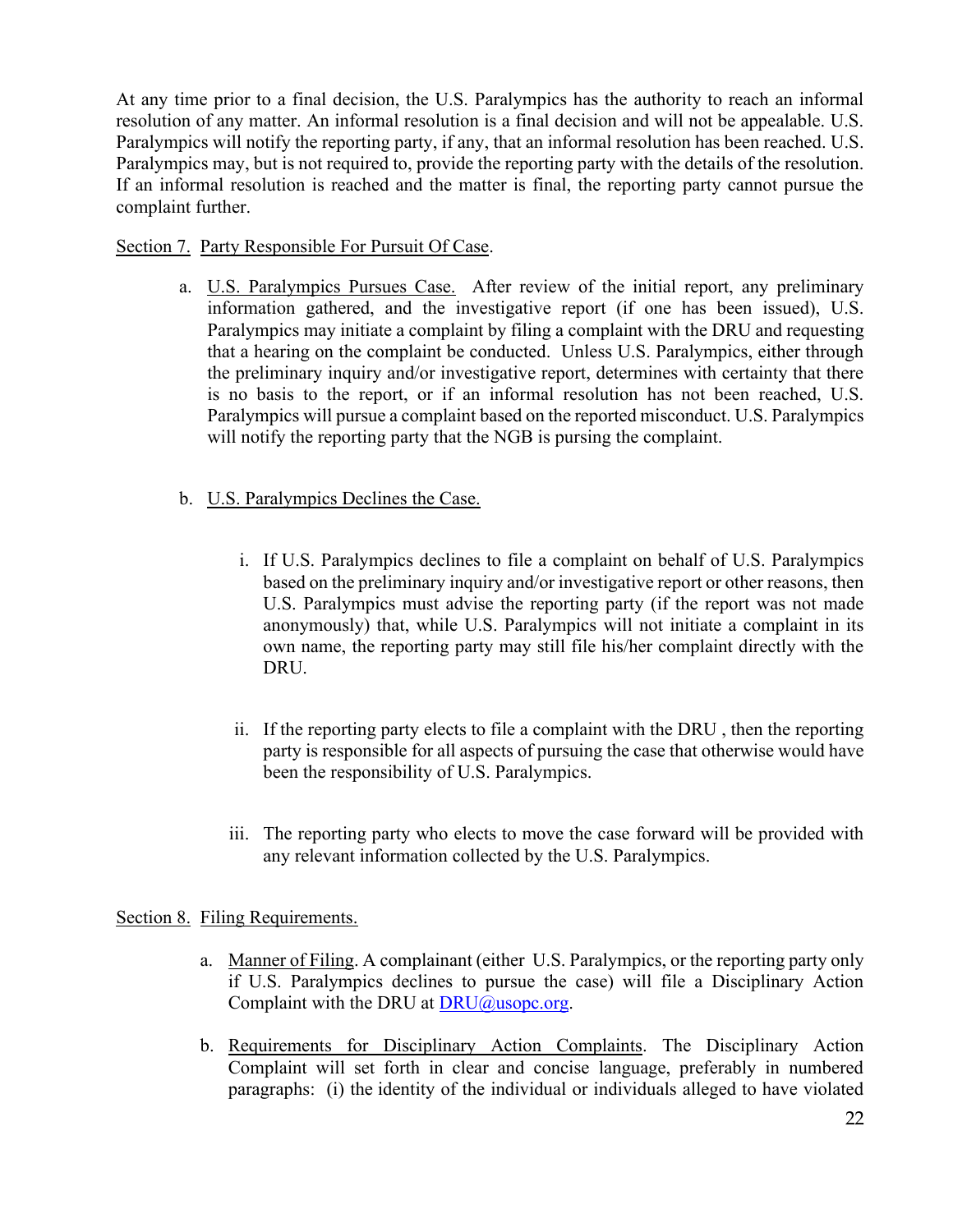At any time prior to a final decision, the U.S. Paralympics has the authority to reach an informal resolution of any matter. An informal resolution is a final decision and will not be appealable. U.S. Paralympics will notify the reporting party, if any, that an informal resolution has been reached. U.S. Paralympics may, but is not required to, provide the reporting party with the details of the resolution. If an informal resolution is reached and the matter is final, the reporting party cannot pursue the complaint further.

Section 7. Party Responsible For Pursuit Of Case.

a. U.S. Paralympics Pursues Case. After review of the initial report, any preliminary information gathered, and the investigative report (if one has been issued), U.S. Paralympics may initiate a complaint by filing a complaint with the DRU and requesting that a hearing on the complaint be conducted. Unless U.S. Paralympics, either through the preliminary inquiry and/or investigative report, determines with certainty that there is no basis to the report, or if an informal resolution has not been reached, U.S. Paralympics will pursue a complaint based on the reported misconduct. U.S. Paralympics will notify the reporting party that the NGB is pursuing the complaint.

b. U.S. Paralympics Declines the Case.

   i. If U.S. Paralympics declines to file a complaint on behalf of U.S. Paralympics based on the preliminary inquiry and/or investigative report or other reasons, then U.S. Paralympics must advise the reporting party (if the report was not made anonymously) that, while U.S. Paralympics will not initiate a complaint in its own name, the reporting party may still file his/her complaint directly with the DRU.

   ii. If the reporting party elects to file a complaint with the DRU , then the reporting party is responsible for all aspects of pursuing the case that otherwise would have been the responsibility of U.S. Paralympics.

   iii. The reporting party who elects to move the case forward will be provided with any relevant information collected by the U.S. Paralympics.

Section 8. Filing Requirements.

a. Manner of Filing. A complainant (either U.S. Paralympics, or the reporting party only if U.S. Paralympics declines to pursue the case) will file a Disciplinary Action Complaint with the DRU at DRU@usopc.org.

b. Requirements for Disciplinary Action Complaints. The Disciplinary Action Complaint will set forth in clear and concise language, preferably in numbered paragraphs: (i) the identity of the individual or individuals alleged to have violated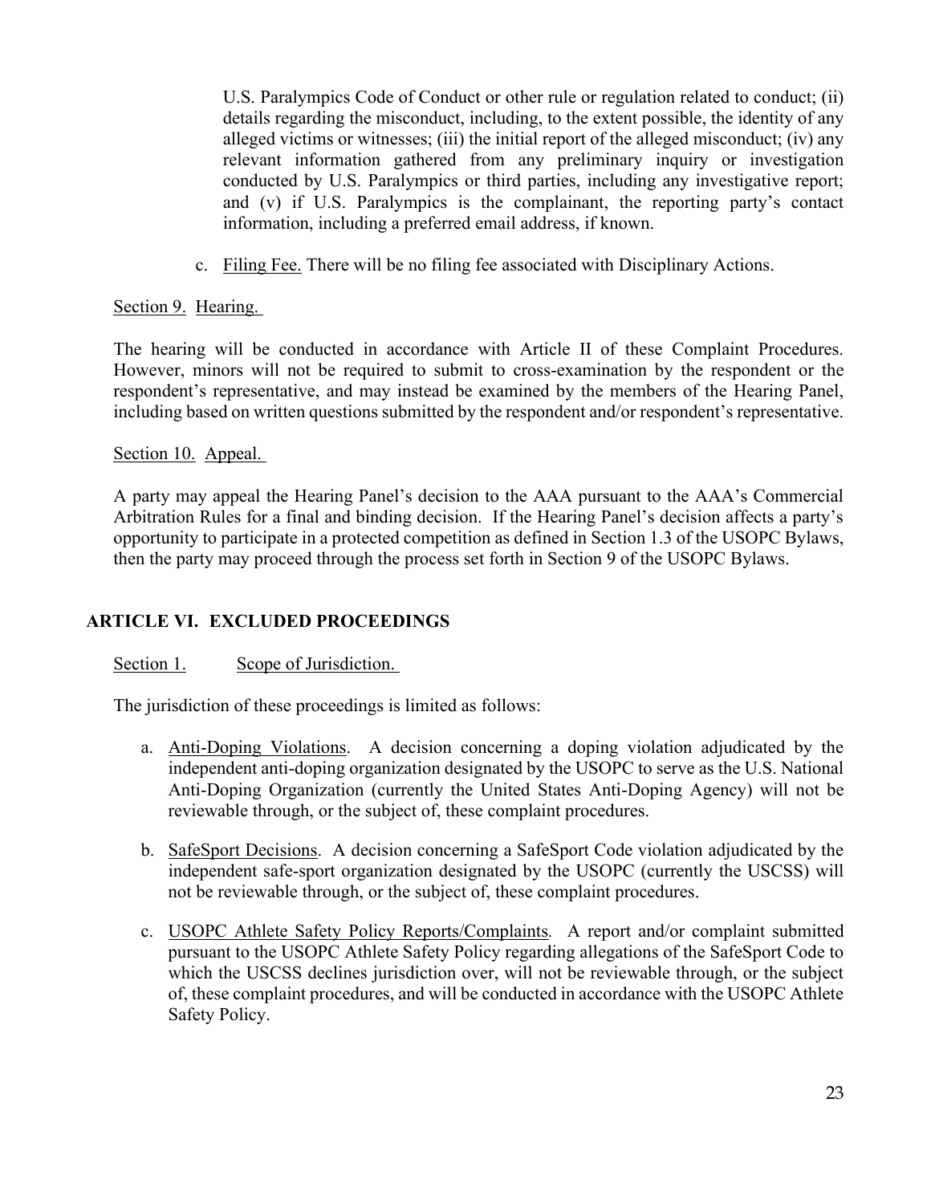U.S. Paralympics Code of Conduct or other rule or regulation related to conduct; (ii) details regarding the misconduct, including, to the extent possible, the identity of any alleged victims or witnesses; (iii) the initial report of the alleged misconduct; (iv) any relevant information gathered from any preliminary inquiry or investigation conducted by U.S. Paralympics or third parties, including any investigative report; and (v) if U.S. Paralympics is the complainant, the reporting party's contact information, including a preferred email address, if known.

c. Filing Fee. There will be no filing fee associated with Disciplinary Actions.

Section 9. Hearing.

The hearing will be conducted in accordance with Article II of these Complaint Procedures. However, minors will not be required to submit to cross-examination by the respondent or the respondent's representative, and may instead be examined by the members of the Hearing Panel, including based on written questions submitted by the respondent and/or respondent's representative.

Section 10. Appeal.

A party may appeal the Hearing Panel's decision to the AAA pursuant to the AAA's Commercial Arbitration Rules for a final and binding decision. If the Hearing Panel's decision affects a party's opportunity to participate in a protected competition as defined in Section 1.3 of the USOPC Bylaws, then the party may proceed through the process set forth in Section 9 of the USOPC Bylaws.

## ARTICLE VI. EXCLUDED PROCEEDINGS

Section 1. Scope of Jurisdiction.

The jurisdiction of these proceedings is limited as follows:

a. Anti-Doping Violations. A decision concerning a doping violation adjudicated by the independent anti-doping organization designated by the USOPC to serve as the U.S. National Anti-Doping Organization (currently the United States Anti-Doping Agency) will not be reviewable through, or the subject of, these complaint procedures.

b. SafeSport Decisions. A decision concerning a SafeSport Code violation adjudicated by the independent safe-sport organization designated by the USOPC (currently the USCSS) will not be reviewable through, or the subject of, these complaint procedures.

c. USOPC Athlete Safety Policy Reports/Complaints. A report and/or complaint submitted pursuant to the USOPC Athlete Safety Policy regarding allegations of the SafeSport Code to which the USCSS declines jurisdiction over, will not be reviewable through, or the subject of, these complaint procedures, and will be conducted in accordance with the USOPC Athlete Safety Policy.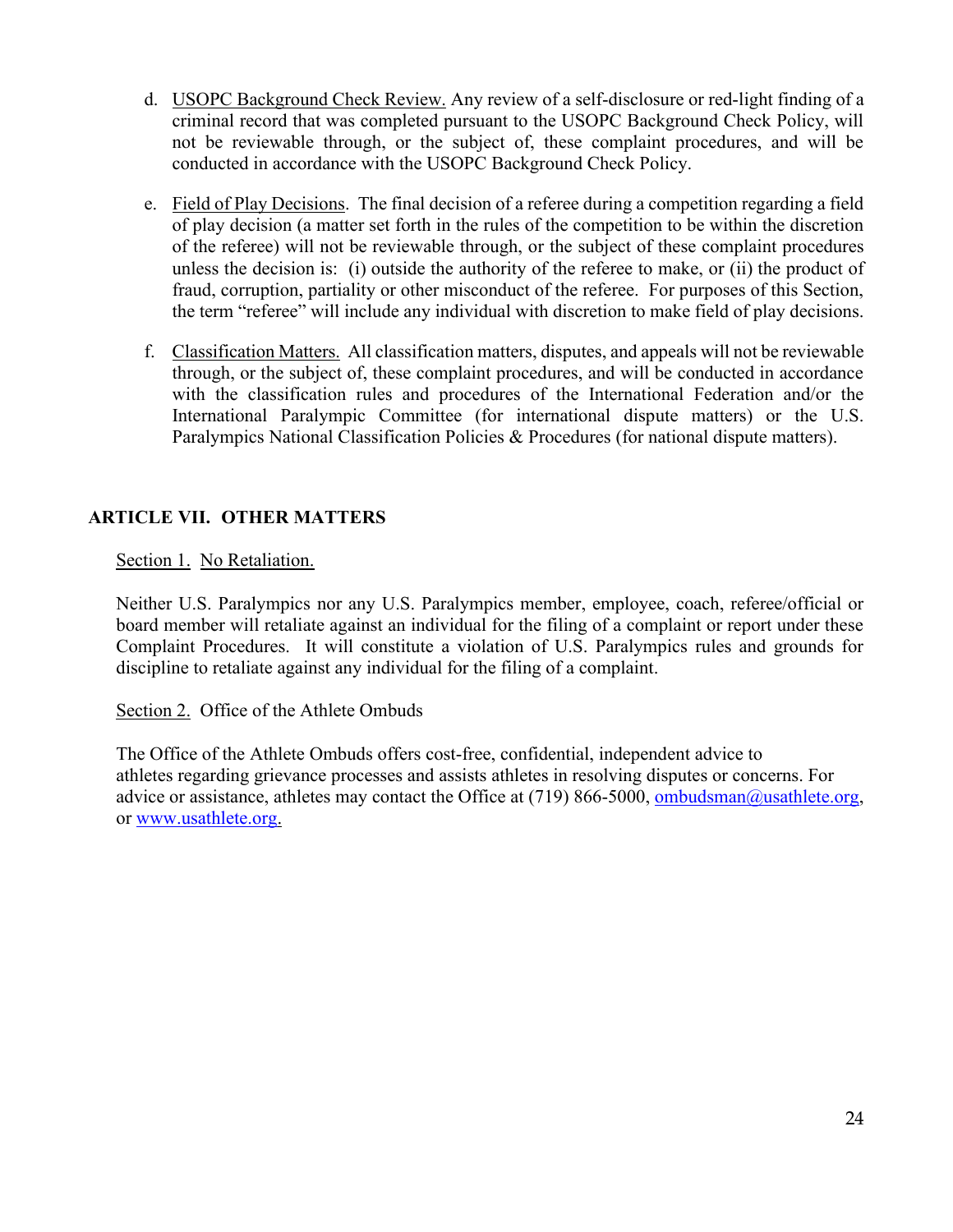d. USOPC Background Check Review. Any review of a self-disclosure or red-light finding of a criminal record that was completed pursuant to the USOPC Background Check Policy, will not be reviewable through, or the subject of, these complaint procedures, and will be conducted in accordance with the USOPC Background Check Policy.

e. Field of Play Decisions. The final decision of a referee during a competition regarding a field of play decision (a matter set forth in the rules of the competition to be within the discretion of the referee) will not be reviewable through, or the subject of these complaint procedures unless the decision is: (i) outside the authority of the referee to make, or (ii) the product of fraud, corruption, partiality or other misconduct of the referee. For purposes of this Section, the term "referee" will include any individual with discretion to make field of play decisions.

f. Classification Matters. All classification matters, disputes, and appeals will not be reviewable through, or the subject of, these complaint procedures, and will be conducted in accordance with the classification rules and procedures of the International Federation and/or the International Paralympic Committee (for international dispute matters) or the U.S. Paralympics National Classification Policies & Procedures (for national dispute matters).

## ARTICLE VII. OTHER MATTERS

Section 1. No Retaliation.

Neither U.S. Paralympics nor any U.S. Paralympics member, employee, coach, referee/official or board member will retaliate against an individual for the filing of a complaint or report under these Complaint Procedures. It will constitute a violation of U.S. Paralympics rules and grounds for discipline to retaliate against any individual for the filing of a complaint.

Section 2. Office of the Athlete Ombuds

The Office of the Athlete Ombuds offers cost-free, confidential, independent advice to athletes regarding grievance processes and assists athletes in resolving disputes or concerns. For advice or assistance, athletes may contact the Office at (719) 866-5000, ombudsman@usathlete.org, or www.usathlete.org.